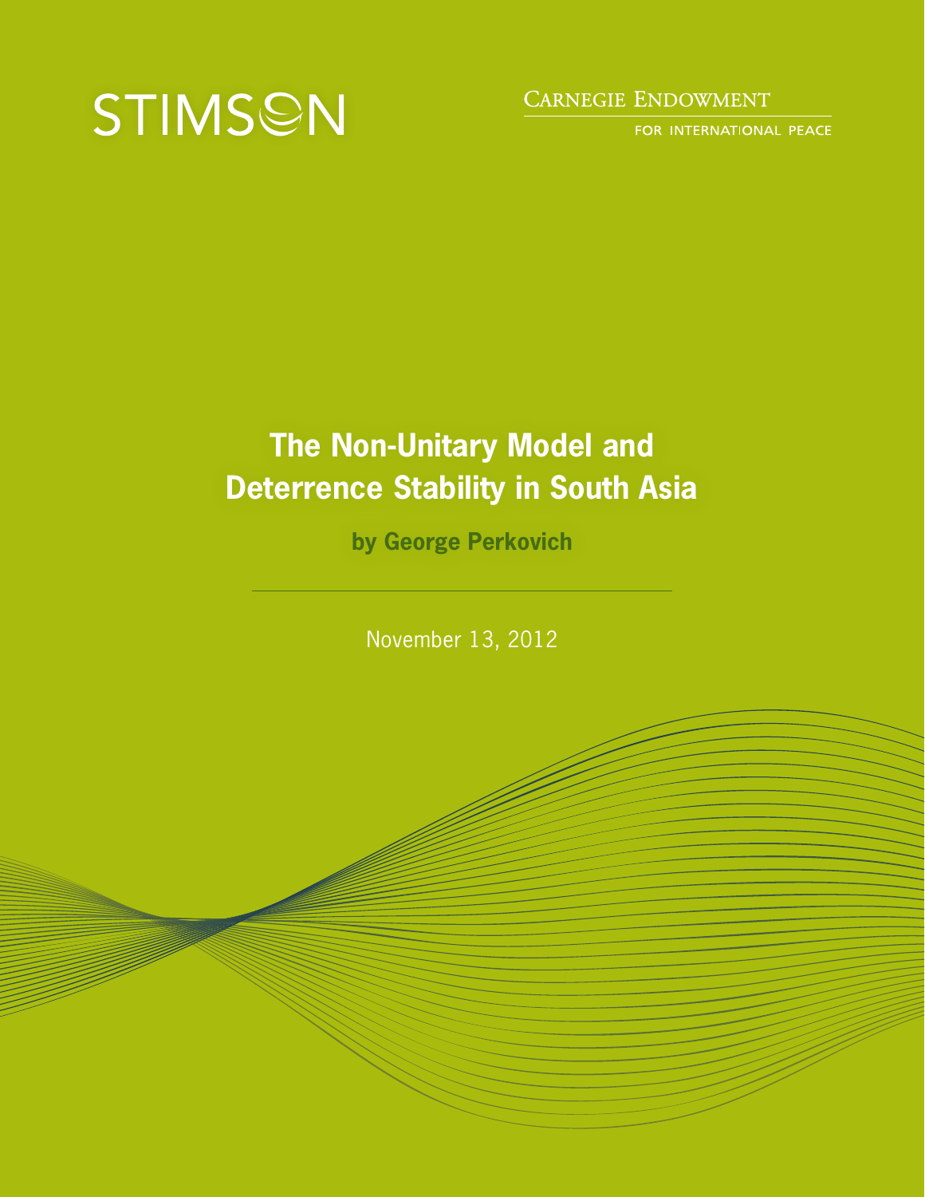STIMSON

CARNEGIE ENDOWMENT FOR INTERNATIONAL PEACE

# The Non-Unitary Model and Deterrence Stability in South Asia

**by George Perkovich**

November 13, 2012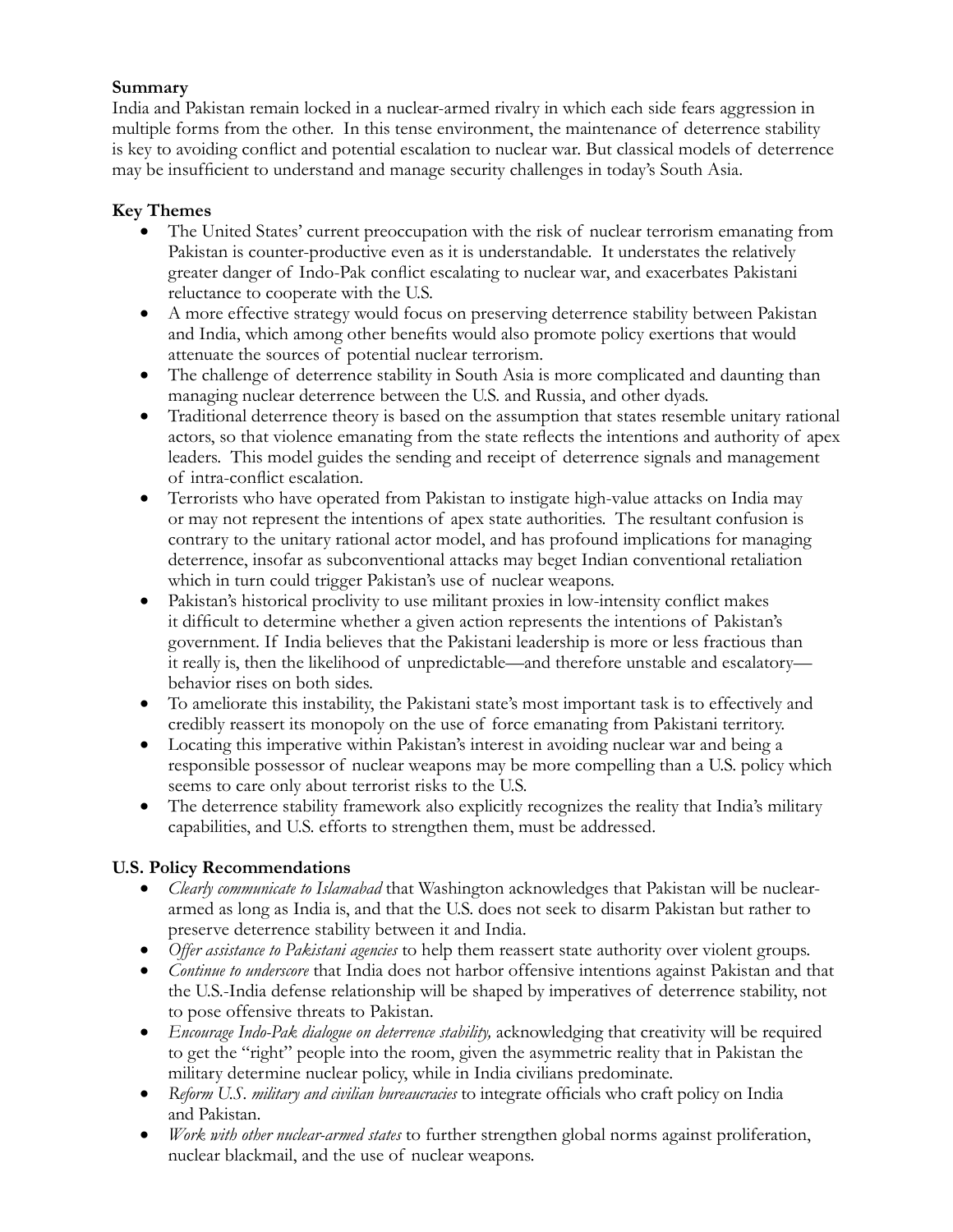## Summary

India and Pakistan remain locked in a nuclear-armed rivalry in which each side fears aggression in multiple forms from the other. In this tense environment, the maintenance of deterrence stability is key to avoiding conflict and potential escalation to nuclear war. But classical models of deterrence may be insufficient to understand and manage security challenges in today's South Asia.

## Key Themes

- The United States' current preoccupation with the risk of nuclear terrorism emanating from Pakistan is counter-productive even as it is understandable. It understates the relatively greater danger of Indo-Pak conflict escalating to nuclear war, and exacerbates Pakistani reluctance to cooperate with the U.S.
- A more effective strategy would focus on preserving deterrence stability between Pakistan and India, which among other benefits would also promote policy exertions that would attenuate the sources of potential nuclear terrorism.
- The challenge of deterrence stability in South Asia is more complicated and daunting than managing nuclear deterrence between the U.S. and Russia, and other dyads.
- Traditional deterrence theory is based on the assumption that states resemble unitary rational actors, so that violence emanating from the state reflects the intentions and authority of apex leaders. This model guides the sending and receipt of deterrence signals and management of intra-conflict escalation.
- Terrorists who have operated from Pakistan to instigate high-value attacks on India may or may not represent the intentions of apex state authorities. The resultant confusion is contrary to the unitary rational actor model, and has profound implications for managing deterrence, insofar as subconventional attacks may beget Indian conventional retaliation which in turn could trigger Pakistan's use of nuclear weapons.
- Pakistan's historical proclivity to use militant proxies in low-intensity conflict makes it difficult to determine whether a given action represents the intentions of Pakistan's government. If India believes that the Pakistani leadership is more or less fractious than it really is, then the likelihood of unpredictable—and therefore unstable and escalatory—behavior rises on both sides.
- To ameliorate this instability, the Pakistani state's most important task is to effectively and credibly reassert its monopoly on the use of force emanating from Pakistani territory.
- Locating this imperative within Pakistan's interest in avoiding nuclear war and being a responsible possessor of nuclear weapons may be more compelling than a U.S. policy which seems to care only about terrorist risks to the U.S.
- The deterrence stability framework also explicitly recognizes the reality that India's military capabilities, and U.S. efforts to strengthen them, must be addressed.

## U.S. Policy Recommendations

- *Clearly communicate to Islamabad* that Washington acknowledges that Pakistan will be nuclear-armed as long as India is, and that the U.S. does not seek to disarm Pakistan but rather to preserve deterrence stability between it and India.
- *Offer assistance to Pakistani agencies* to help them reassert state authority over violent groups.
- *Continue to underscore* that India does not harbor offensive intentions against Pakistan and that the U.S.-India defense relationship will be shaped by imperatives of deterrence stability, not to pose offensive threats to Pakistan.
- *Encourage Indo-Pak dialogue on deterrence stability,* acknowledging that creativity will be required to get the "right" people into the room, given the asymmetric reality that in Pakistan the military determine nuclear policy, while in India civilians predominate.
- *Reform U.S. military and civilian bureaucracies* to integrate officials who craft policy on India and Pakistan.
- *Work with other nuclear-armed states* to further strengthen global norms against proliferation, nuclear blackmail, and the use of nuclear weapons.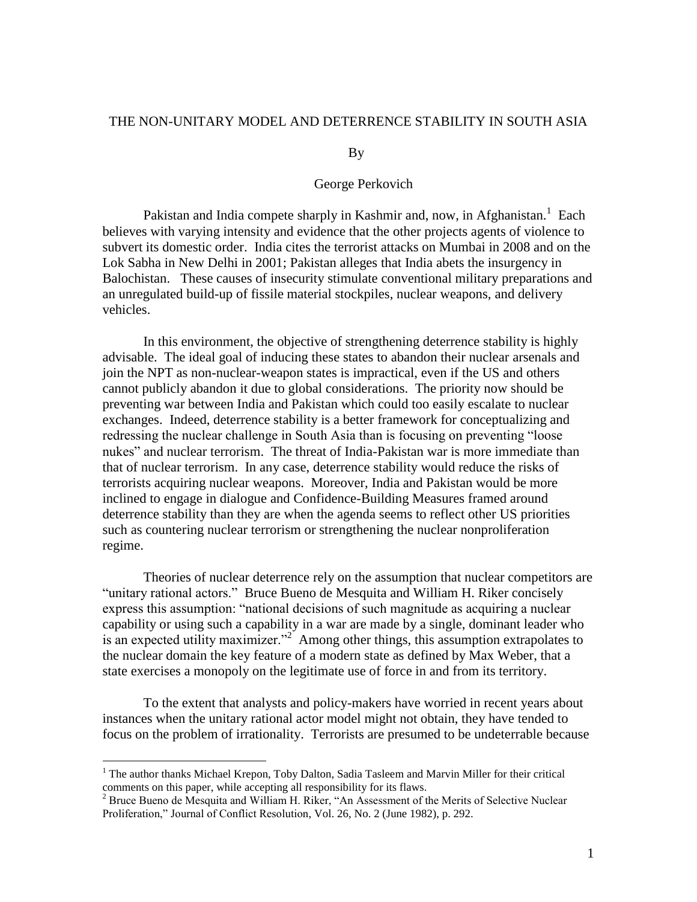# THE NON-UNITARY MODEL AND DETERRENCE STABILITY IN SOUTH ASIA

By

George Perkovich

Pakistan and India compete sharply in Kashmir and, now, in Afghanistan.[1] Each believes with varying intensity and evidence that the other projects agents of violence to subvert its domestic order. India cites the terrorist attacks on Mumbai in 2008 and on the Lok Sabha in New Delhi in 2001; Pakistan alleges that India abets the insurgency in Balochistan. These causes of insecurity stimulate conventional military preparations and an unregulated build-up of fissile material stockpiles, nuclear weapons, and delivery vehicles.

In this environment, the objective of strengthening deterrence stability is highly advisable. The ideal goal of inducing these states to abandon their nuclear arsenals and join the NPT as non-nuclear-weapon states is impractical, even if the US and others cannot publicly abandon it due to global considerations. The priority now should be preventing war between India and Pakistan which could too easily escalate to nuclear exchanges. Indeed, deterrence stability is a better framework for conceptualizing and redressing the nuclear challenge in South Asia than is focusing on preventing "loose nukes" and nuclear terrorism. The threat of India-Pakistan war is more immediate than that of nuclear terrorism. In any case, deterrence stability would reduce the risks of terrorists acquiring nuclear weapons. Moreover, India and Pakistan would be more inclined to engage in dialogue and Confidence-Building Measures framed around deterrence stability than they are when the agenda seems to reflect other US priorities such as countering nuclear terrorism or strengthening the nuclear nonproliferation regime.

Theories of nuclear deterrence rely on the assumption that nuclear competitors are "unitary rational actors." Bruce Bueno de Mesquita and William H. Riker concisely express this assumption: "national decisions of such magnitude as acquiring a nuclear capability or using such a capability in a war are made by a single, dominant leader who is an expected utility maximizer."[2] Among other things, this assumption extrapolates to the nuclear domain the key feature of a modern state as defined by Max Weber, that a state exercises a monopoly on the legitimate use of force in and from its territory.

To the extent that analysts and policy-makers have worried in recent years about instances when the unitary rational actor model might not obtain, they have tended to focus on the problem of irrationality. Terrorists are presumed to be undeterrable because

[1] The author thanks Michael Krepon, Toby Dalton, Sadia Tasleem and Marvin Miller for their critical comments on this paper, while accepting all responsibility for its flaws.

[2] Bruce Bueno de Mesquita and William H. Riker, "An Assessment of the Merits of Selective Nuclear Proliferation," Journal of Conflict Resolution, Vol. 26, No. 2 (June 1982), p. 292.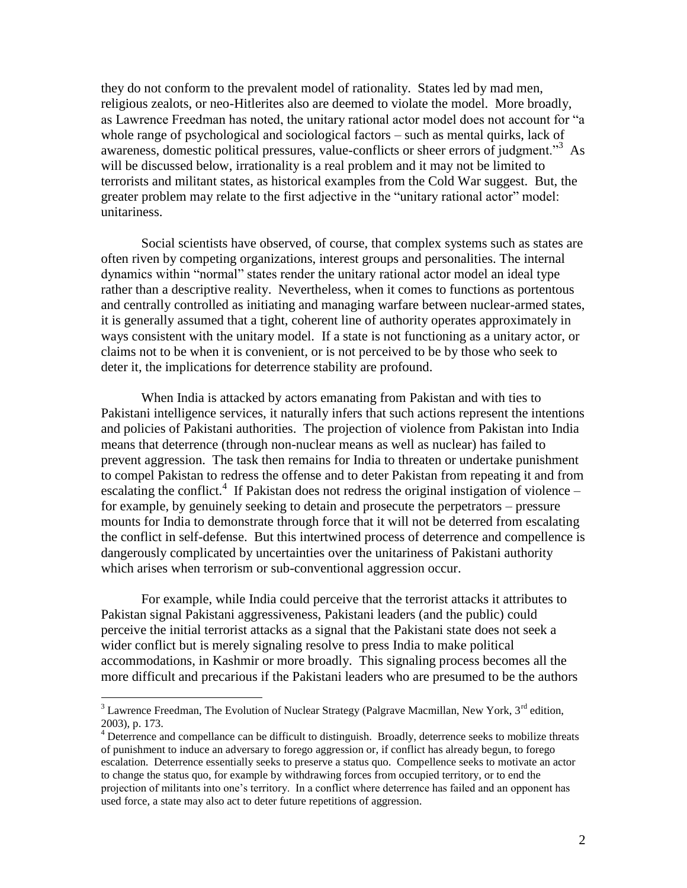they do not conform to the prevalent model of rationality. States led by mad men, religious zealots, or neo-Hitlerites also are deemed to violate the model. More broadly, as Lawrence Freedman has noted, the unitary rational actor model does not account for "a whole range of psychological and sociological factors – such as mental quirks, lack of awareness, domestic political pressures, value-conflicts or sheer errors of judgment."[3] As will be discussed below, irrationality is a real problem and it may not be limited to terrorists and militant states, as historical examples from the Cold War suggest. But, the greater problem may relate to the first adjective in the "unitary rational actor" model: unitariness.

Social scientists have observed, of course, that complex systems such as states are often riven by competing organizations, interest groups and personalities. The internal dynamics within "normal" states render the unitary rational actor model an ideal type rather than a descriptive reality. Nevertheless, when it comes to functions as portentous and centrally controlled as initiating and managing warfare between nuclear-armed states, it is generally assumed that a tight, coherent line of authority operates approximately in ways consistent with the unitary model. If a state is not functioning as a unitary actor, or claims not to be when it is convenient, or is not perceived to be by those who seek to deter it, the implications for deterrence stability are profound.

When India is attacked by actors emanating from Pakistan and with ties to Pakistani intelligence services, it naturally infers that such actions represent the intentions and policies of Pakistani authorities. The projection of violence from Pakistan into India means that deterrence (through non-nuclear means as well as nuclear) has failed to prevent aggression. The task then remains for India to threaten or undertake punishment to compel Pakistan to redress the offense and to deter Pakistan from repeating it and from escalating the conflict.[4] If Pakistan does not redress the original instigation of violence – for example, by genuinely seeking to detain and prosecute the perpetrators – pressure mounts for India to demonstrate through force that it will not be deterred from escalating the conflict in self-defense. But this intertwined process of deterrence and compellence is dangerously complicated by uncertainties over the unitariness of Pakistani authority which arises when terrorism or sub-conventional aggression occur.

For example, while India could perceive that the terrorist attacks it attributes to Pakistan signal Pakistani aggressiveness, Pakistani leaders (and the public) could perceive the initial terrorist attacks as a signal that the Pakistani state does not seek a wider conflict but is merely signaling resolve to press India to make political accommodations, in Kashmir or more broadly. This signaling process becomes all the more difficult and precarious if the Pakistani leaders who are presumed to be the authors

---

[3] Lawrence Freedman, The Evolution of Nuclear Strategy (Palgrave Macmillan, New York, 3rd edition, 2003), p. 173.

[4] Deterrence and compellance can be difficult to distinguish. Broadly, deterrence seeks to mobilize threats of punishment to induce an adversary to forego aggression or, if conflict has already begun, to forego escalation. Deterrence essentially seeks to preserve a status quo. Compellence seeks to motivate an actor to change the status quo, for example by withdrawing forces from occupied territory, or to end the projection of militants into one's territory. In a conflict where deterrence has failed and an opponent has used force, a state may also act to deter future repetitions of aggression.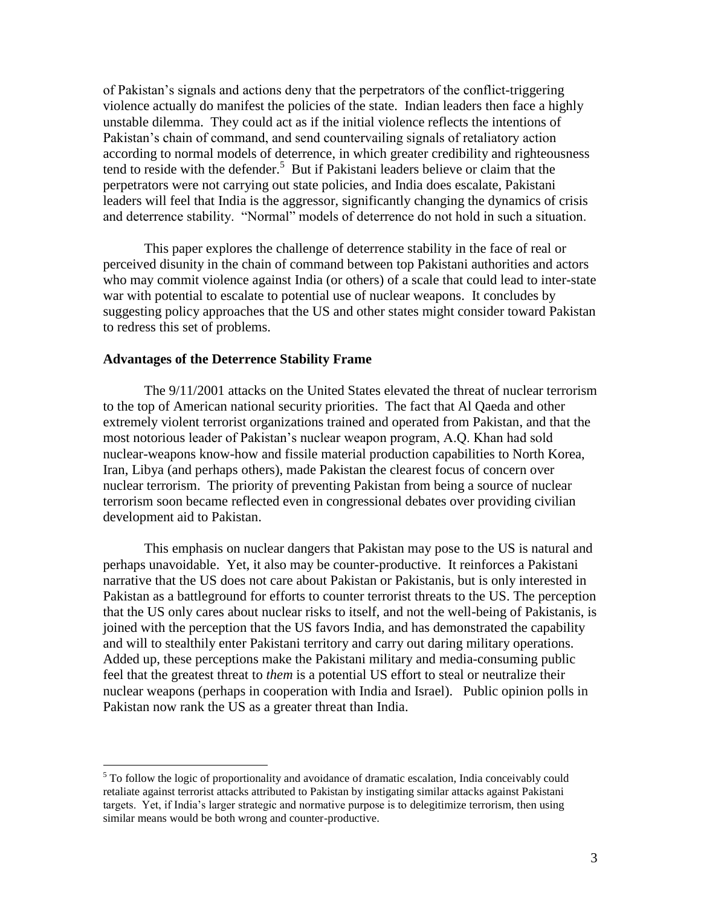of Pakistan's signals and actions deny that the perpetrators of the conflict-triggering violence actually do manifest the policies of the state. Indian leaders then face a highly unstable dilemma. They could act as if the initial violence reflects the intentions of Pakistan's chain of command, and send countervailing signals of retaliatory action according to normal models of deterrence, in which greater credibility and righteousness tend to reside with the defender.[5] But if Pakistani leaders believe or claim that the perpetrators were not carrying out state policies, and India does escalate, Pakistani leaders will feel that India is the aggressor, significantly changing the dynamics of crisis and deterrence stability. "Normal" models of deterrence do not hold in such a situation.

This paper explores the challenge of deterrence stability in the face of real or perceived disunity in the chain of command between top Pakistani authorities and actors who may commit violence against India (or others) of a scale that could lead to inter-state war with potential to escalate to potential use of nuclear weapons. It concludes by suggesting policy approaches that the US and other states might consider toward Pakistan to redress this set of problems.

### Advantages of the Deterrence Stability Frame

The 9/11/2001 attacks on the United States elevated the threat of nuclear terrorism to the top of American national security priorities. The fact that Al Qaeda and other extremely violent terrorist organizations trained and operated from Pakistan, and that the most notorious leader of Pakistan's nuclear weapon program, A.Q. Khan had sold nuclear-weapons know-how and fissile material production capabilities to North Korea, Iran, Libya (and perhaps others), made Pakistan the clearest focus of concern over nuclear terrorism. The priority of preventing Pakistan from being a source of nuclear terrorism soon became reflected even in congressional debates over providing civilian development aid to Pakistan.

This emphasis on nuclear dangers that Pakistan may pose to the US is natural and perhaps unavoidable. Yet, it also may be counter-productive. It reinforces a Pakistani narrative that the US does not care about Pakistan or Pakistanis, but is only interested in Pakistan as a battleground for efforts to counter terrorist threats to the US. The perception that the US only cares about nuclear risks to itself, and not the well-being of Pakistanis, is joined with the perception that the US favors India, and has demonstrated the capability and will to stealthily enter Pakistani territory and carry out daring military operations. Added up, these perceptions make the Pakistani military and media-consuming public feel that the greatest threat to *them* is a potential US effort to steal or neutralize their nuclear weapons (perhaps in cooperation with India and Israel). Public opinion polls in Pakistan now rank the US as a greater threat than India.

---

[5] To follow the logic of proportionality and avoidance of dramatic escalation, India conceivably could retaliate against terrorist attacks attributed to Pakistan by instigating similar attacks against Pakistani targets. Yet, if India's larger strategic and normative purpose is to delegitimize terrorism, then using similar means would be both wrong and counter-productive.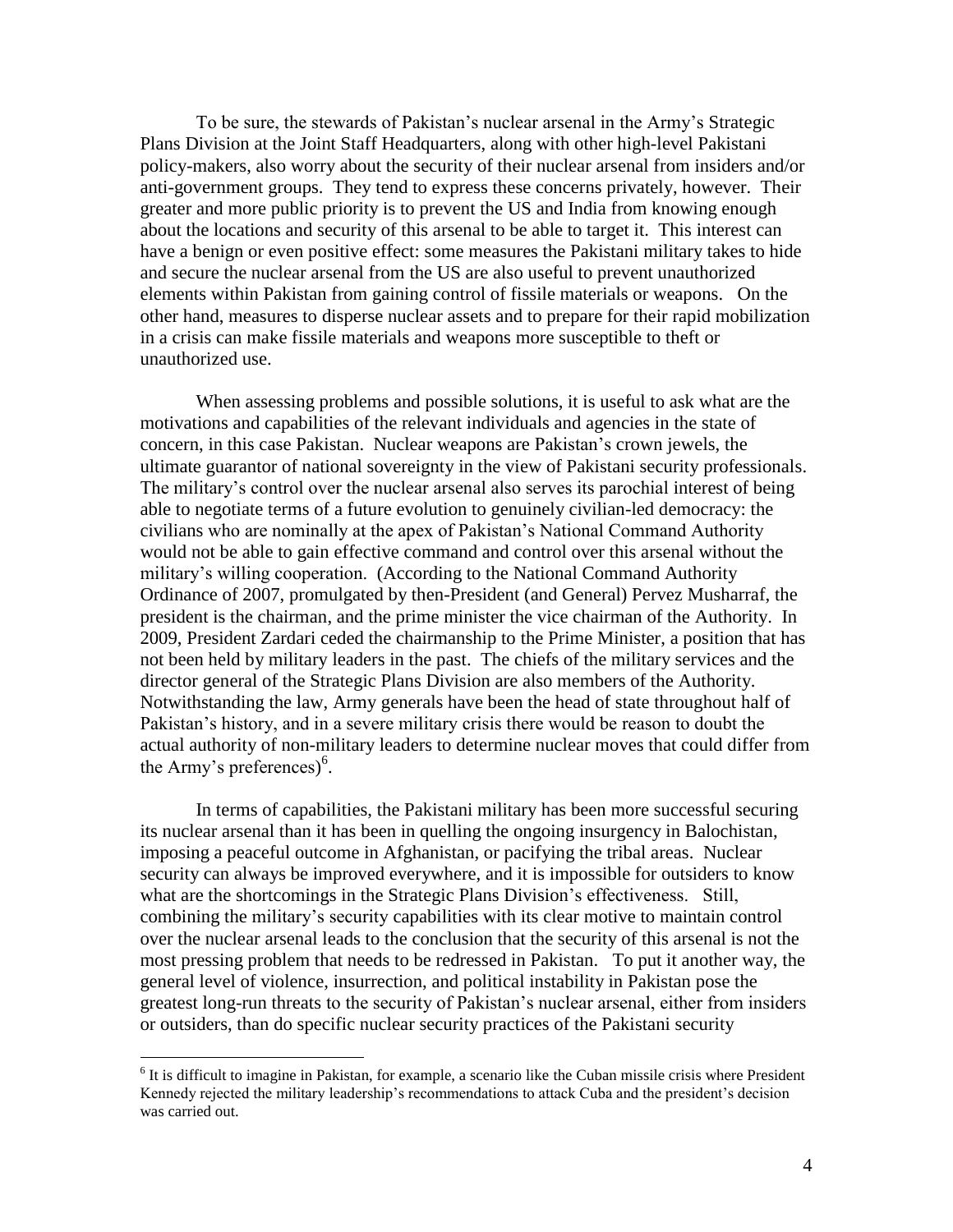To be sure, the stewards of Pakistan's nuclear arsenal in the Army's Strategic Plans Division at the Joint Staff Headquarters, along with other high-level Pakistani policy-makers, also worry about the security of their nuclear arsenal from insiders and/or anti-government groups. They tend to express these concerns privately, however. Their greater and more public priority is to prevent the US and India from knowing enough about the locations and security of this arsenal to be able to target it. This interest can have a benign or even positive effect: some measures the Pakistani military takes to hide and secure the nuclear arsenal from the US are also useful to prevent unauthorized elements within Pakistan from gaining control of fissile materials or weapons. On the other hand, measures to disperse nuclear assets and to prepare for their rapid mobilization in a crisis can make fissile materials and weapons more susceptible to theft or unauthorized use.

When assessing problems and possible solutions, it is useful to ask what are the motivations and capabilities of the relevant individuals and agencies in the state of concern, in this case Pakistan. Nuclear weapons are Pakistan's crown jewels, the ultimate guarantor of national sovereignty in the view of Pakistani security professionals. The military's control over the nuclear arsenal also serves its parochial interest of being able to negotiate terms of a future evolution to genuinely civilian-led democracy: the civilians who are nominally at the apex of Pakistan's National Command Authority would not be able to gain effective command and control over this arsenal without the military's willing cooperation. (According to the National Command Authority Ordinance of 2007, promulgated by then-President (and General) Pervez Musharraf, the president is the chairman, and the prime minister the vice chairman of the Authority. In 2009, President Zardari ceded the chairmanship to the Prime Minister, a position that has not been held by military leaders in the past. The chiefs of the military services and the director general of the Strategic Plans Division are also members of the Authority. Notwithstanding the law, Army generals have been the head of state throughout half of Pakistan's history, and in a severe military crisis there would be reason to doubt the actual authority of non-military leaders to determine nuclear moves that could differ from the Army's preferences)[6].

In terms of capabilities, the Pakistani military has been more successful securing its nuclear arsenal than it has been in quelling the ongoing insurgency in Balochistan, imposing a peaceful outcome in Afghanistan, or pacifying the tribal areas. Nuclear security can always be improved everywhere, and it is impossible for outsiders to know what are the shortcomings in the Strategic Plans Division's effectiveness. Still, combining the military's security capabilities with its clear motive to maintain control over the nuclear arsenal leads to the conclusion that the security of this arsenal is not the most pressing problem that needs to be redressed in Pakistan. To put it another way, the general level of violence, insurrection, and political instability in Pakistan pose the greatest long-run threats to the security of Pakistan's nuclear arsenal, either from insiders or outsiders, than do specific nuclear security practices of the Pakistani security

[6] It is difficult to imagine in Pakistan, for example, a scenario like the Cuban missile crisis where President Kennedy rejected the military leadership's recommendations to attack Cuba and the president's decision was carried out.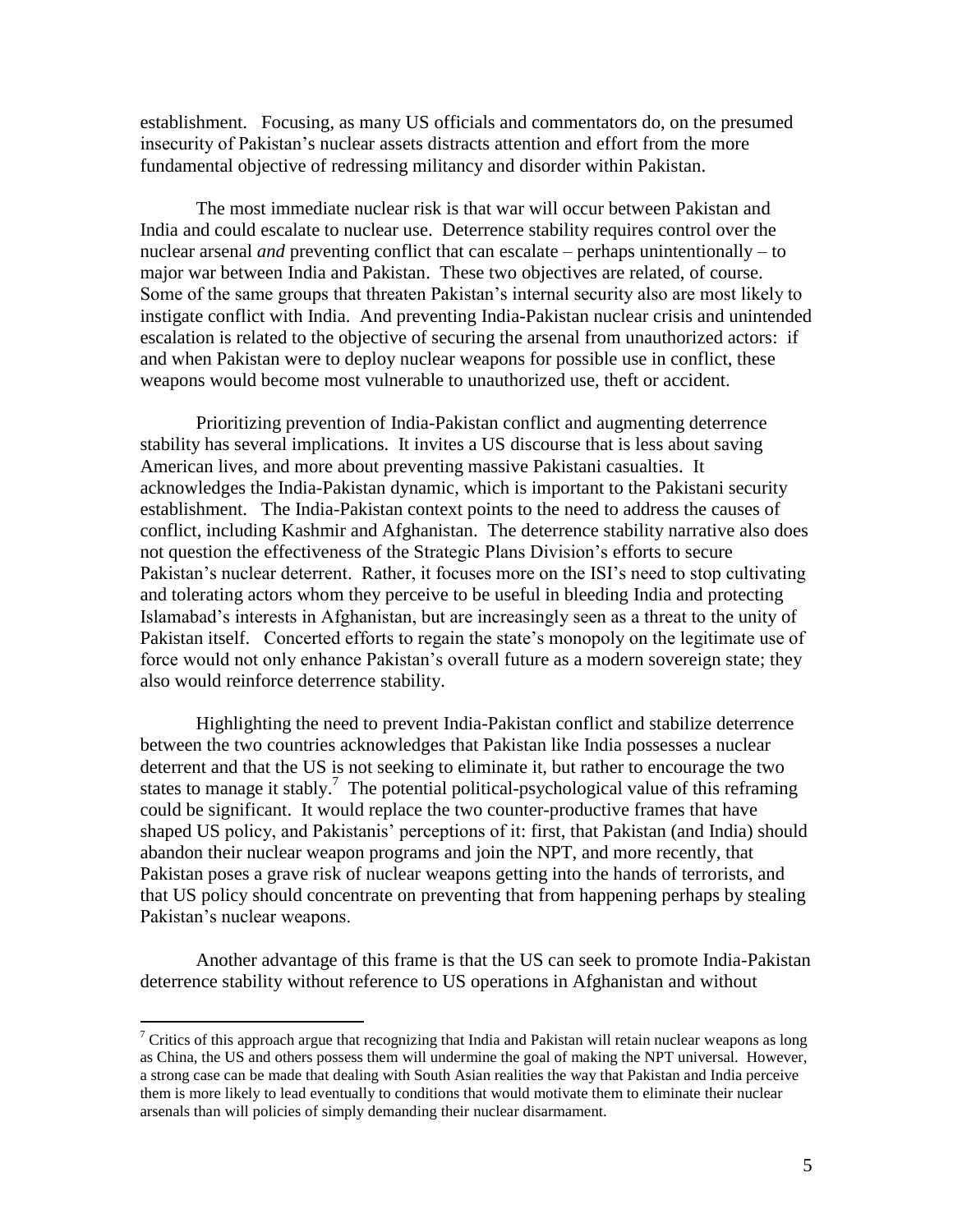establishment. Focusing, as many US officials and commentators do, on the presumed insecurity of Pakistan's nuclear assets distracts attention and effort from the more fundamental objective of redressing militancy and disorder within Pakistan.

The most immediate nuclear risk is that war will occur between Pakistan and India and could escalate to nuclear use. Deterrence stability requires control over the nuclear arsenal *and* preventing conflict that can escalate – perhaps unintentionally – to major war between India and Pakistan. These two objectives are related, of course. Some of the same groups that threaten Pakistan's internal security also are most likely to instigate conflict with India. And preventing India-Pakistan nuclear crisis and unintended escalation is related to the objective of securing the arsenal from unauthorized actors: if and when Pakistan were to deploy nuclear weapons for possible use in conflict, these weapons would become most vulnerable to unauthorized use, theft or accident.

Prioritizing prevention of India-Pakistan conflict and augmenting deterrence stability has several implications. It invites a US discourse that is less about saving American lives, and more about preventing massive Pakistani casualties. It acknowledges the India-Pakistan dynamic, which is important to the Pakistani security establishment. The India-Pakistan context points to the need to address the causes of conflict, including Kashmir and Afghanistan. The deterrence stability narrative also does not question the effectiveness of the Strategic Plans Division's efforts to secure Pakistan's nuclear deterrent. Rather, it focuses more on the ISI's need to stop cultivating and tolerating actors whom they perceive to be useful in bleeding India and protecting Islamabad's interests in Afghanistan, but are increasingly seen as a threat to the unity of Pakistan itself. Concerted efforts to regain the state's monopoly on the legitimate use of force would not only enhance Pakistan's overall future as a modern sovereign state; they also would reinforce deterrence stability.

Highlighting the need to prevent India-Pakistan conflict and stabilize deterrence between the two countries acknowledges that Pakistan like India possesses a nuclear deterrent and that the US is not seeking to eliminate it, but rather to encourage the two states to manage it stably.[7] The potential political-psychological value of this reframing could be significant. It would replace the two counter-productive frames that have shaped US policy, and Pakistanis' perceptions of it: first, that Pakistan (and India) should abandon their nuclear weapon programs and join the NPT, and more recently, that Pakistan poses a grave risk of nuclear weapons getting into the hands of terrorists, and that US policy should concentrate on preventing that from happening perhaps by stealing Pakistan's nuclear weapons.

Another advantage of this frame is that the US can seek to promote India-Pakistan deterrence stability without reference to US operations in Afghanistan and without

[7] Critics of this approach argue that recognizing that India and Pakistan will retain nuclear weapons as long as China, the US and others possess them will undermine the goal of making the NPT universal. However, a strong case can be made that dealing with South Asian realities the way that Pakistan and India perceive them is more likely to lead eventually to conditions that would motivate them to eliminate their nuclear arsenals than will policies of simply demanding their nuclear disarmament.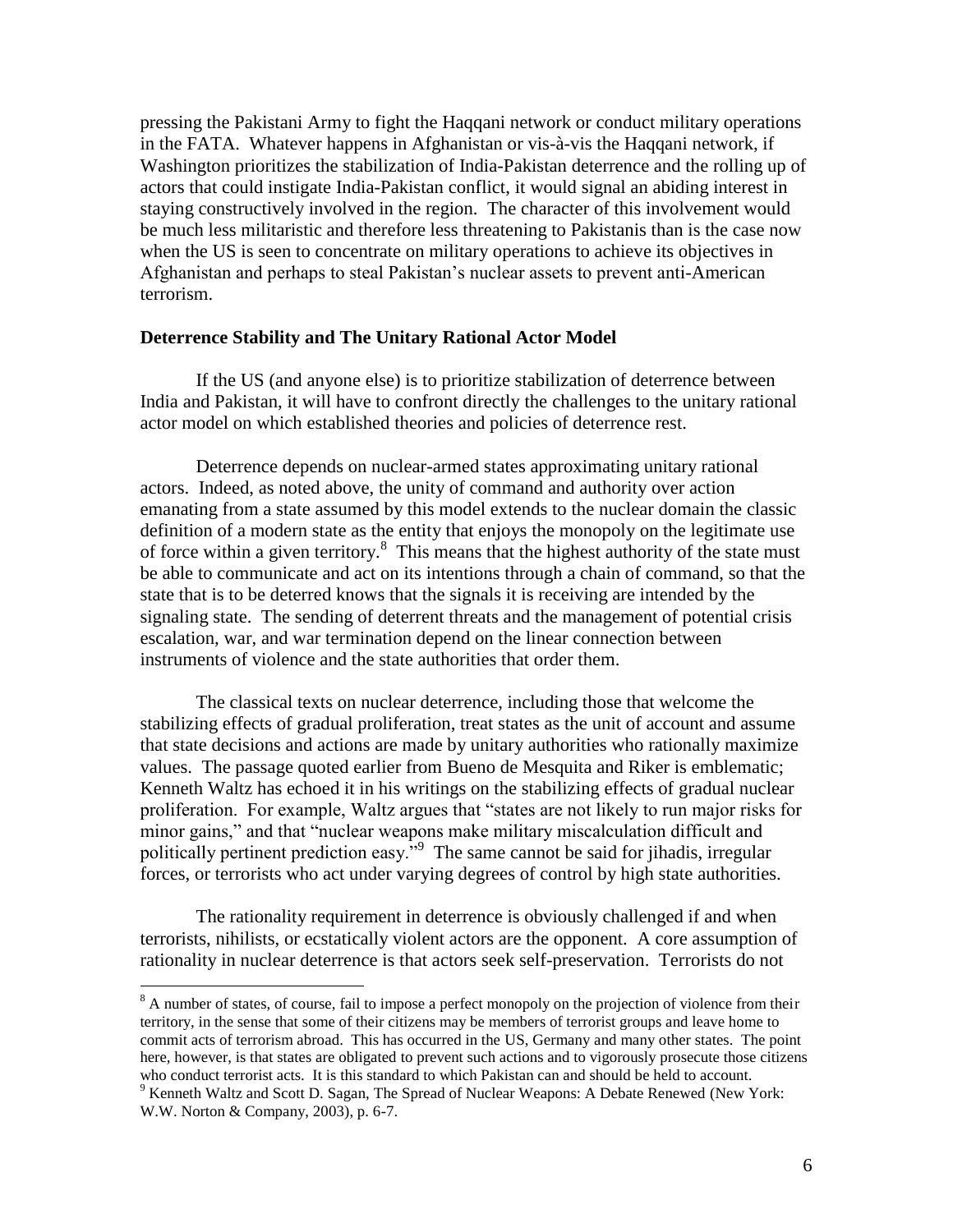pressing the Pakistani Army to fight the Haqqani network or conduct military operations in the FATA. Whatever happens in Afghanistan or vis-à-vis the Haqqani network, if Washington prioritizes the stabilization of India-Pakistan deterrence and the rolling up of actors that could instigate India-Pakistan conflict, it would signal an abiding interest in staying constructively involved in the region. The character of this involvement would be much less militaristic and therefore less threatening to Pakistanis than is the case now when the US is seen to concentrate on military operations to achieve its objectives in Afghanistan and perhaps to steal Pakistan's nuclear assets to prevent anti-American terrorism.

**Deterrence Stability and The Unitary Rational Actor Model**

If the US (and anyone else) is to prioritize stabilization of deterrence between India and Pakistan, it will have to confront directly the challenges to the unitary rational actor model on which established theories and policies of deterrence rest.

Deterrence depends on nuclear-armed states approximating unitary rational actors. Indeed, as noted above, the unity of command and authority over action emanating from a state assumed by this model extends to the nuclear domain the classic definition of a modern state as the entity that enjoys the monopoly on the legitimate use of force within a given territory.[8] This means that the highest authority of the state must be able to communicate and act on its intentions through a chain of command, so that the state that is to be deterred knows that the signals it is receiving are intended by the signaling state. The sending of deterrent threats and the management of potential crisis escalation, war, and war termination depend on the linear connection between instruments of violence and the state authorities that order them.

The classical texts on nuclear deterrence, including those that welcome the stabilizing effects of gradual proliferation, treat states as the unit of account and assume that state decisions and actions are made by unitary authorities who rationally maximize values. The passage quoted earlier from Bueno de Mesquita and Riker is emblematic; Kenneth Waltz has echoed it in his writings on the stabilizing effects of gradual nuclear proliferation. For example, Waltz argues that "states are not likely to run major risks for minor gains," and that "nuclear weapons make military miscalculation difficult and politically pertinent prediction easy."[9] The same cannot be said for jihadis, irregular forces, or terrorists who act under varying degrees of control by high state authorities.

The rationality requirement in deterrence is obviously challenged if and when terrorists, nihilists, or ecstatically violent actors are the opponent. A core assumption of rationality in nuclear deterrence is that actors seek self-preservation. Terrorists do not

---

[8] A number of states, of course, fail to impose a perfect monopoly on the projection of violence from their territory, in the sense that some of their citizens may be members of terrorist groups and leave home to commit acts of terrorism abroad. This has occurred in the US, Germany and many other states. The point here, however, is that states are obligated to prevent such actions and to vigorously prosecute those citizens who conduct terrorist acts. It is this standard to which Pakistan can and should be held to account.

[9] Kenneth Waltz and Scott D. Sagan, The Spread of Nuclear Weapons: A Debate Renewed (New York: W.W. Norton & Company, 2003), p. 6-7.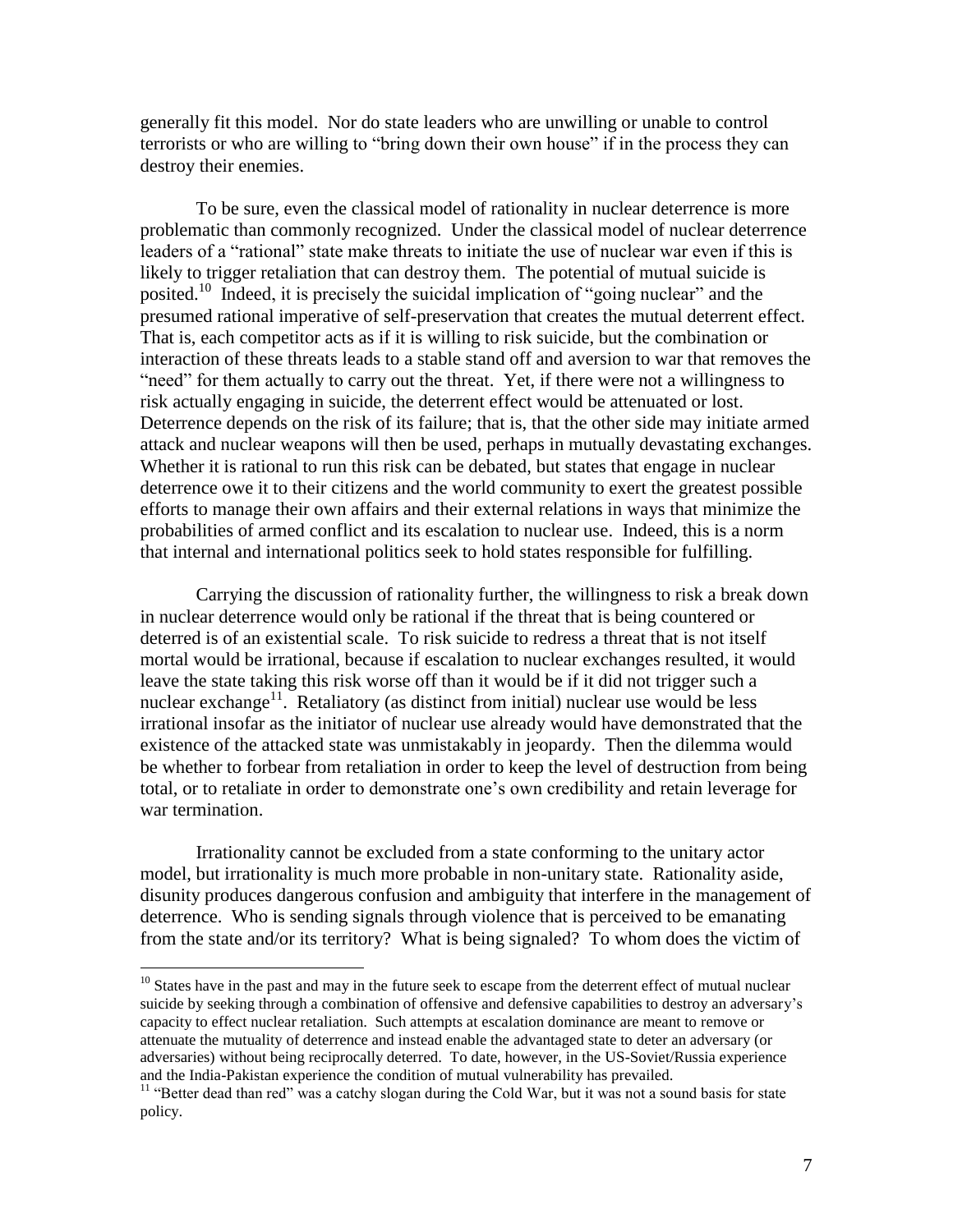generally fit this model. Nor do state leaders who are unwilling or unable to control terrorists or who are willing to "bring down their own house" if in the process they can destroy their enemies.

To be sure, even the classical model of rationality in nuclear deterrence is more problematic than commonly recognized. Under the classical model of nuclear deterrence leaders of a "rational" state make threats to initiate the use of nuclear war even if this is likely to trigger retaliation that can destroy them. The potential of mutual suicide is posited.[10] Indeed, it is precisely the suicidal implication of "going nuclear" and the presumed rational imperative of self-preservation that creates the mutual deterrent effect. That is, each competitor acts as if it is willing to risk suicide, but the combination or interaction of these threats leads to a stable stand off and aversion to war that removes the "need" for them actually to carry out the threat. Yet, if there were not a willingness to risk actually engaging in suicide, the deterrent effect would be attenuated or lost. Deterrence depends on the risk of its failure; that is, that the other side may initiate armed attack and nuclear weapons will then be used, perhaps in mutually devastating exchanges. Whether it is rational to run this risk can be debated, but states that engage in nuclear deterrence owe it to their citizens and the world community to exert the greatest possible efforts to manage their own affairs and their external relations in ways that minimize the probabilities of armed conflict and its escalation to nuclear use. Indeed, this is a norm that internal and international politics seek to hold states responsible for fulfilling.

Carrying the discussion of rationality further, the willingness to risk a break down in nuclear deterrence would only be rational if the threat that is being countered or deterred is of an existential scale. To risk suicide to redress a threat that is not itself mortal would be irrational, because if escalation to nuclear exchanges resulted, it would leave the state taking this risk worse off than it would be if it did not trigger such a nuclear exchange[11]. Retaliatory (as distinct from initial) nuclear use would be less irrational insofar as the initiator of nuclear use already would have demonstrated that the existence of the attacked state was unmistakably in jeopardy. Then the dilemma would be whether to forbear from retaliation in order to keep the level of destruction from being total, or to retaliate in order to demonstrate one's own credibility and retain leverage for war termination.

Irrationality cannot be excluded from a state conforming to the unitary actor model, but irrationality is much more probable in non-unitary state. Rationality aside, disunity produces dangerous confusion and ambiguity that interfere in the management of deterrence. Who is sending signals through violence that is perceived to be emanating from the state and/or its territory? What is being signaled? To whom does the victim of

---

[10] States have in the past and may in the future seek to escape from the deterrent effect of mutual nuclear suicide by seeking through a combination of offensive and defensive capabilities to destroy an adversary's capacity to effect nuclear retaliation. Such attempts at escalation dominance are meant to remove or attenuate the mutuality of deterrence and instead enable the advantaged state to deter an adversary (or adversaries) without being reciprocally deterred. To date, however, in the US-Soviet/Russia experience and the India-Pakistan experience the condition of mutual vulnerability has prevailed.

[11] "Better dead than red" was a catchy slogan during the Cold War, but it was not a sound basis for state policy.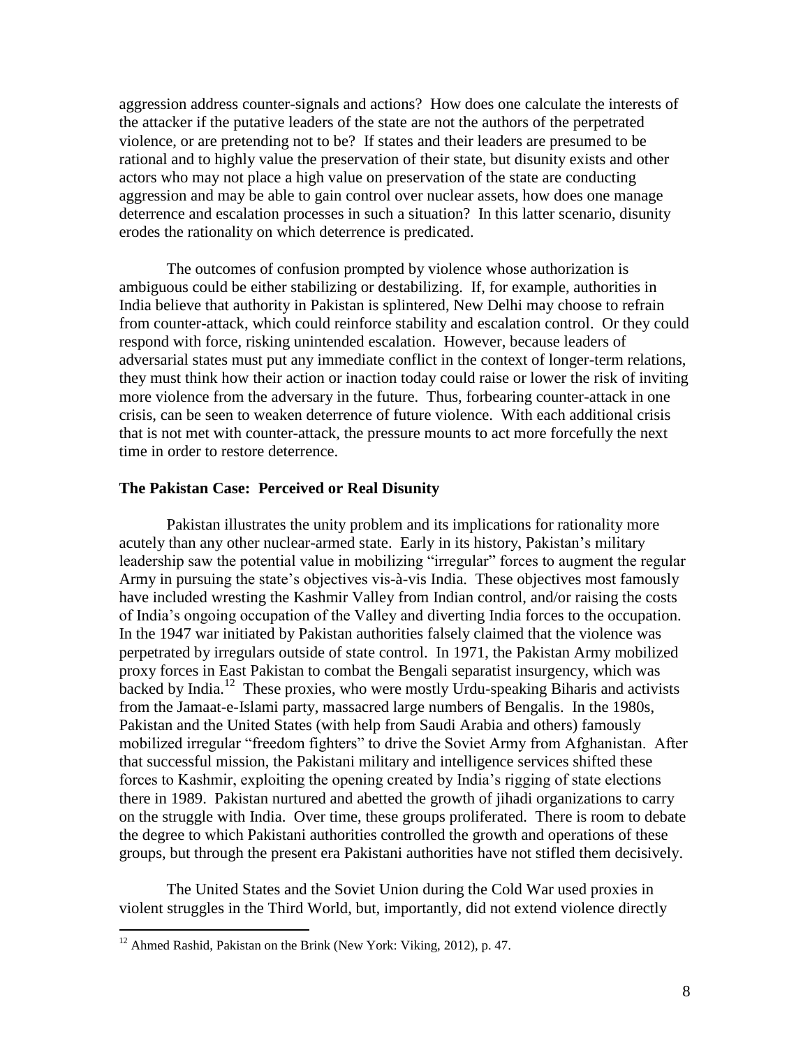aggression address counter-signals and actions? How does one calculate the interests of the attacker if the putative leaders of the state are not the authors of the perpetrated violence, or are pretending not to be? If states and their leaders are presumed to be rational and to highly value the preservation of their state, but disunity exists and other actors who may not place a high value on preservation of the state are conducting aggression and may be able to gain control over nuclear assets, how does one manage deterrence and escalation processes in such a situation? In this latter scenario, disunity erodes the rationality on which deterrence is predicated.

The outcomes of confusion prompted by violence whose authorization is ambiguous could be either stabilizing or destabilizing. If, for example, authorities in India believe that authority in Pakistan is splintered, New Delhi may choose to refrain from counter-attack, which could reinforce stability and escalation control. Or they could respond with force, risking unintended escalation. However, because leaders of adversarial states must put any immediate conflict in the context of longer-term relations, they must think how their action or inaction today could raise or lower the risk of inviting more violence from the adversary in the future. Thus, forbearing counter-attack in one crisis, can be seen to weaken deterrence of future violence. With each additional crisis that is not met with counter-attack, the pressure mounts to act more forcefully the next time in order to restore deterrence.

## The Pakistan Case: Perceived or Real Disunity

Pakistan illustrates the unity problem and its implications for rationality more acutely than any other nuclear-armed state. Early in its history, Pakistan's military leadership saw the potential value in mobilizing "irregular" forces to augment the regular Army in pursuing the state's objectives vis-à-vis India. These objectives most famously have included wresting the Kashmir Valley from Indian control, and/or raising the costs of India's ongoing occupation of the Valley and diverting India forces to the occupation. In the 1947 war initiated by Pakistan authorities falsely claimed that the violence was perpetrated by irregulars outside of state control. In 1971, the Pakistan Army mobilized proxy forces in East Pakistan to combat the Bengali separatist insurgency, which was backed by India.[12] These proxies, who were mostly Urdu-speaking Biharis and activists from the Jamaat-e-Islami party, massacred large numbers of Bengalis. In the 1980s, Pakistan and the United States (with help from Saudi Arabia and others) famously mobilized irregular "freedom fighters" to drive the Soviet Army from Afghanistan. After that successful mission, the Pakistani military and intelligence services shifted these forces to Kashmir, exploiting the opening created by India's rigging of state elections there in 1989. Pakistan nurtured and abetted the growth of jihadi organizations to carry on the struggle with India. Over time, these groups proliferated. There is room to debate the degree to which Pakistani authorities controlled the growth and operations of these groups, but through the present era Pakistani authorities have not stifled them decisively.

The United States and the Soviet Union during the Cold War used proxies in violent struggles in the Third World, but, importantly, did not extend violence directly

[12] Ahmed Rashid, Pakistan on the Brink (New York: Viking, 2012), p. 47.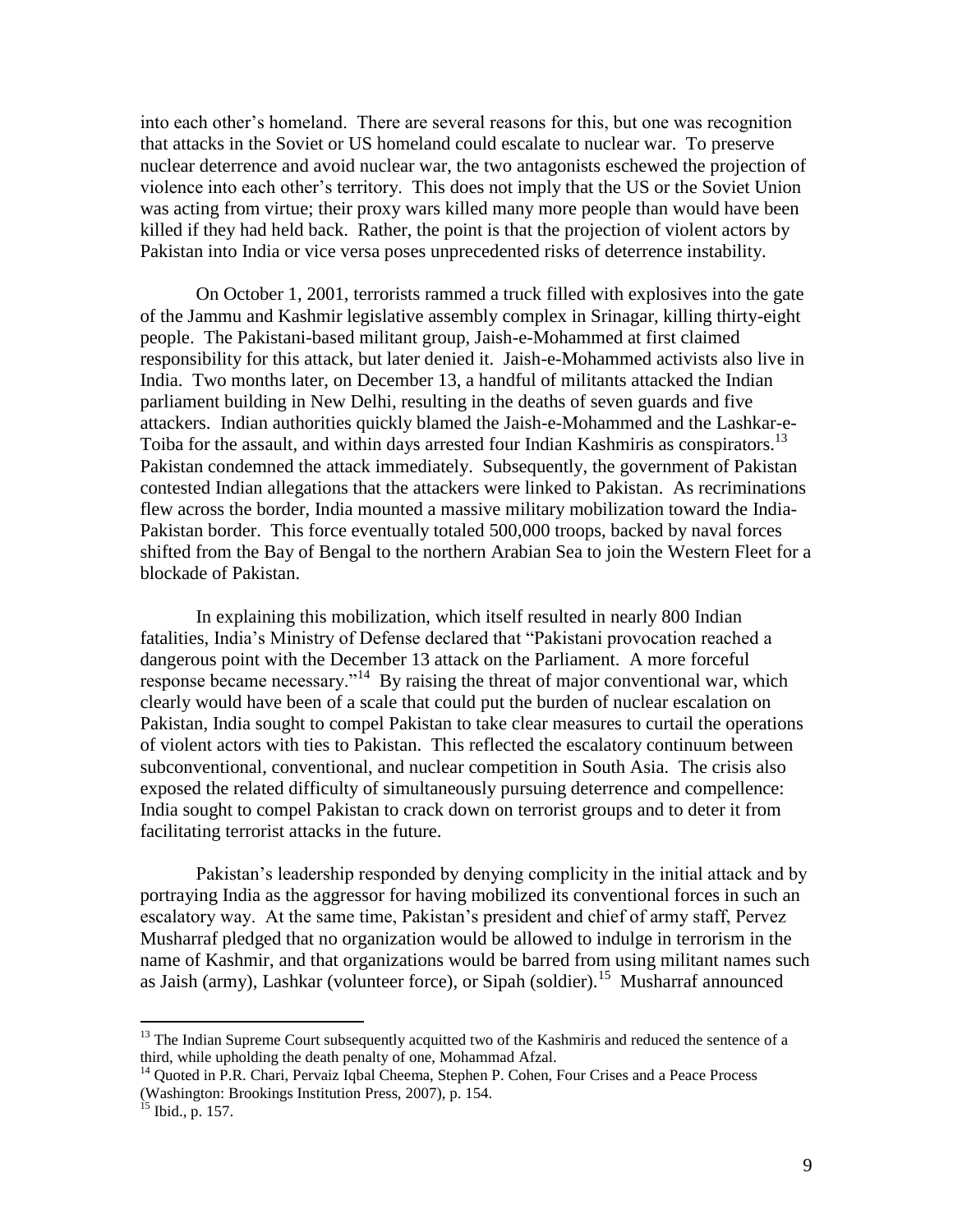into each other's homeland. There are several reasons for this, but one was recognition that attacks in the Soviet or US homeland could escalate to nuclear war. To preserve nuclear deterrence and avoid nuclear war, the two antagonists eschewed the projection of violence into each other's territory. This does not imply that the US or the Soviet Union was acting from virtue; their proxy wars killed many more people than would have been killed if they had held back. Rather, the point is that the projection of violent actors by Pakistan into India or vice versa poses unprecedented risks of deterrence instability.

On October 1, 2001, terrorists rammed a truck filled with explosives into the gate of the Jammu and Kashmir legislative assembly complex in Srinagar, killing thirty-eight people. The Pakistani-based militant group, Jaish-e-Mohammed at first claimed responsibility for this attack, but later denied it. Jaish-e-Mohammed activists also live in India. Two months later, on December 13, a handful of militants attacked the Indian parliament building in New Delhi, resulting in the deaths of seven guards and five attackers. Indian authorities quickly blamed the Jaish-e-Mohammed and the Lashkar-e-Toiba for the assault, and within days arrested four Indian Kashmiris as conspirators.[13] Pakistan condemned the attack immediately. Subsequently, the government of Pakistan contested Indian allegations that the attackers were linked to Pakistan. As recriminations flew across the border, India mounted a massive military mobilization toward the India-Pakistan border. This force eventually totaled 500,000 troops, backed by naval forces shifted from the Bay of Bengal to the northern Arabian Sea to join the Western Fleet for a blockade of Pakistan.

In explaining this mobilization, which itself resulted in nearly 800 Indian fatalities, India's Ministry of Defense declared that "Pakistani provocation reached a dangerous point with the December 13 attack on the Parliament. A more forceful response became necessary."[14] By raising the threat of major conventional war, which clearly would have been of a scale that could put the burden of nuclear escalation on Pakistan, India sought to compel Pakistan to take clear measures to curtail the operations of violent actors with ties to Pakistan. This reflected the escalatory continuum between subconventional, conventional, and nuclear competition in South Asia. The crisis also exposed the related difficulty of simultaneously pursuing deterrence and compellence: India sought to compel Pakistan to crack down on terrorist groups and to deter it from facilitating terrorist attacks in the future.

Pakistan's leadership responded by denying complicity in the initial attack and by portraying India as the aggressor for having mobilized its conventional forces in such an escalatory way. At the same time, Pakistan's president and chief of army staff, Pervez Musharraf pledged that no organization would be allowed to indulge in terrorism in the name of Kashmir, and that organizations would be barred from using militant names such as Jaish (army), Lashkar (volunteer force), or Sipah (soldier).[15] Musharraf announced

---

[13] The Indian Supreme Court subsequently acquitted two of the Kashmiris and reduced the sentence of a third, while upholding the death penalty of one, Mohammad Afzal.

[14] Quoted in P.R. Chari, Pervaiz Iqbal Cheema, Stephen P. Cohen, Four Crises and a Peace Process (Washington: Brookings Institution Press, 2007), p. 154.

[15] Ibid., p. 157.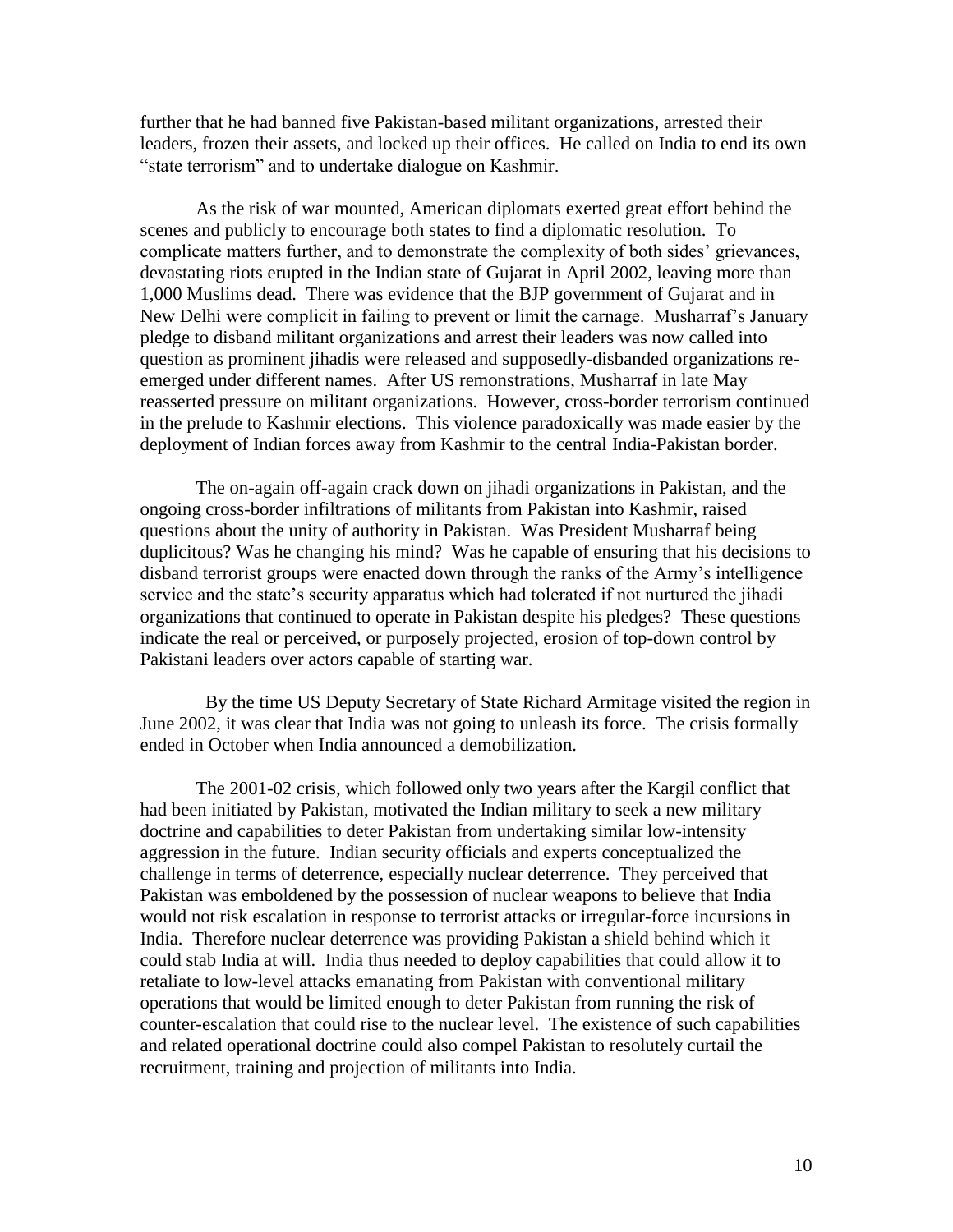further that he had banned five Pakistan-based militant organizations, arrested their leaders, frozen their assets, and locked up their offices. He called on India to end its own "state terrorism" and to undertake dialogue on Kashmir.

As the risk of war mounted, American diplomats exerted great effort behind the scenes and publicly to encourage both states to find a diplomatic resolution. To complicate matters further, and to demonstrate the complexity of both sides' grievances, devastating riots erupted in the Indian state of Gujarat in April 2002, leaving more than 1,000 Muslims dead. There was evidence that the BJP government of Gujarat and in New Delhi were complicit in failing to prevent or limit the carnage. Musharraf's January pledge to disband militant organizations and arrest their leaders was now called into question as prominent jihadis were released and supposedly-disbanded organizations re-emerged under different names. After US remonstrations, Musharraf in late May reasserted pressure on militant organizations. However, cross-border terrorism continued in the prelude to Kashmir elections. This violence paradoxically was made easier by the deployment of Indian forces away from Kashmir to the central India-Pakistan border.

The on-again off-again crack down on jihadi organizations in Pakistan, and the ongoing cross-border infiltrations of militants from Pakistan into Kashmir, raised questions about the unity of authority in Pakistan. Was President Musharraf being duplicitous? Was he changing his mind? Was he capable of ensuring that his decisions to disband terrorist groups were enacted down through the ranks of the Army's intelligence service and the state's security apparatus which had tolerated if not nurtured the jihadi organizations that continued to operate in Pakistan despite his pledges? These questions indicate the real or perceived, or purposely projected, erosion of top-down control by Pakistani leaders over actors capable of starting war.

By the time US Deputy Secretary of State Richard Armitage visited the region in June 2002, it was clear that India was not going to unleash its force. The crisis formally ended in October when India announced a demobilization.

The 2001-02 crisis, which followed only two years after the Kargil conflict that had been initiated by Pakistan, motivated the Indian military to seek a new military doctrine and capabilities to deter Pakistan from undertaking similar low-intensity aggression in the future. Indian security officials and experts conceptualized the challenge in terms of deterrence, especially nuclear deterrence. They perceived that Pakistan was emboldened by the possession of nuclear weapons to believe that India would not risk escalation in response to terrorist attacks or irregular-force incursions in India. Therefore nuclear deterrence was providing Pakistan a shield behind which it could stab India at will. India thus needed to deploy capabilities that could allow it to retaliate to low-level attacks emanating from Pakistan with conventional military operations that would be limited enough to deter Pakistan from running the risk of counter-escalation that could rise to the nuclear level. The existence of such capabilities and related operational doctrine could also compel Pakistan to resolutely curtail the recruitment, training and projection of militants into India.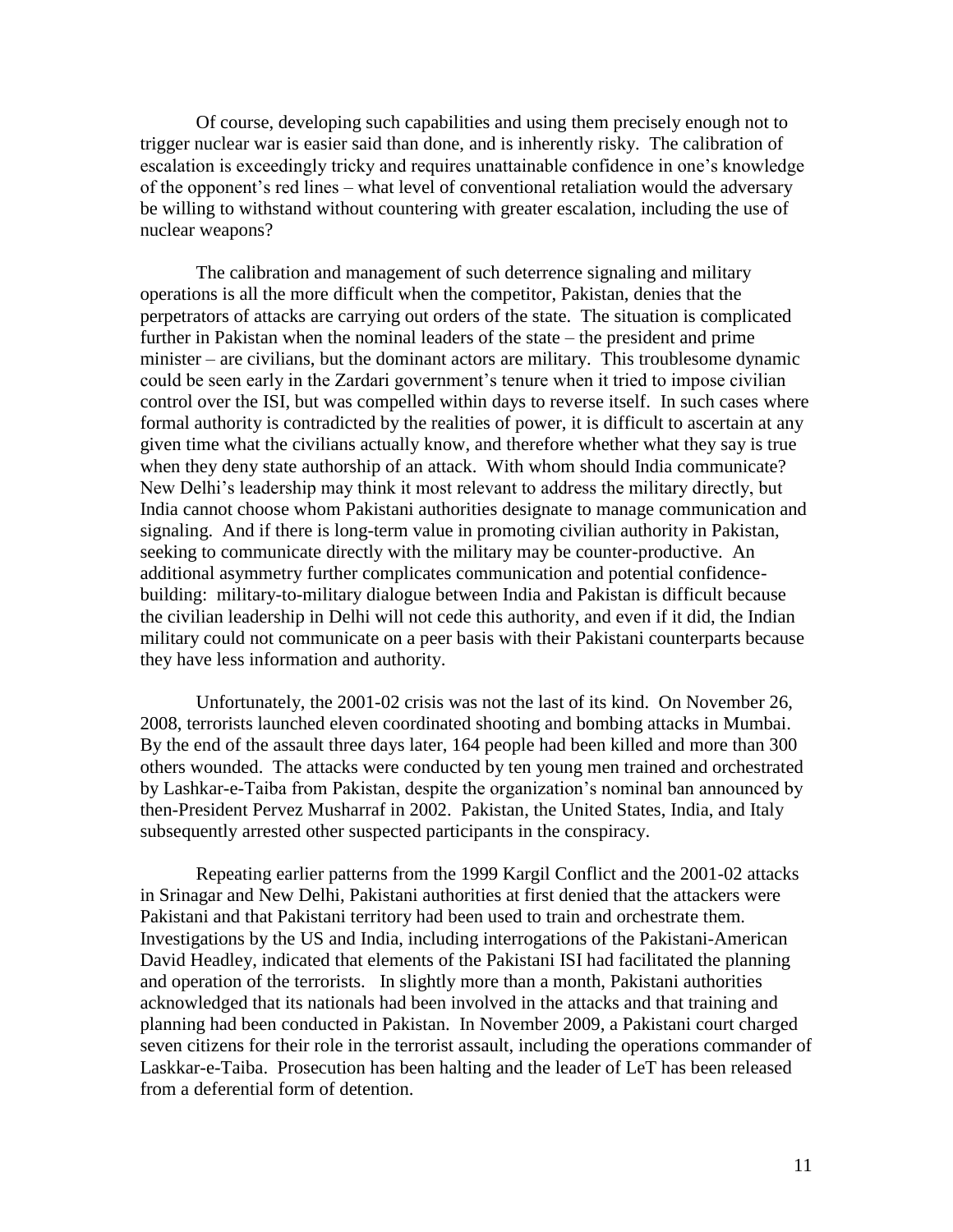Of course, developing such capabilities and using them precisely enough not to trigger nuclear war is easier said than done, and is inherently risky. The calibration of escalation is exceedingly tricky and requires unattainable confidence in one's knowledge of the opponent's red lines – what level of conventional retaliation would the adversary be willing to withstand without countering with greater escalation, including the use of nuclear weapons?

The calibration and management of such deterrence signaling and military operations is all the more difficult when the competitor, Pakistan, denies that the perpetrators of attacks are carrying out orders of the state. The situation is complicated further in Pakistan when the nominal leaders of the state – the president and prime minister – are civilians, but the dominant actors are military. This troublesome dynamic could be seen early in the Zardari government's tenure when it tried to impose civilian control over the ISI, but was compelled within days to reverse itself. In such cases where formal authority is contradicted by the realities of power, it is difficult to ascertain at any given time what the civilians actually know, and therefore whether what they say is true when they deny state authorship of an attack. With whom should India communicate? New Delhi's leadership may think it most relevant to address the military directly, but India cannot choose whom Pakistani authorities designate to manage communication and signaling. And if there is long-term value in promoting civilian authority in Pakistan, seeking to communicate directly with the military may be counter-productive. An additional asymmetry further complicates communication and potential confidence-building: military-to-military dialogue between India and Pakistan is difficult because the civilian leadership in Delhi will not cede this authority, and even if it did, the Indian military could not communicate on a peer basis with their Pakistani counterparts because they have less information and authority.

Unfortunately, the 2001-02 crisis was not the last of its kind. On November 26, 2008, terrorists launched eleven coordinated shooting and bombing attacks in Mumbai. By the end of the assault three days later, 164 people had been killed and more than 300 others wounded. The attacks were conducted by ten young men trained and orchestrated by Lashkar-e-Taiba from Pakistan, despite the organization's nominal ban announced by then-President Pervez Musharraf in 2002. Pakistan, the United States, India, and Italy subsequently arrested other suspected participants in the conspiracy.

Repeating earlier patterns from the 1999 Kargil Conflict and the 2001-02 attacks in Srinagar and New Delhi, Pakistani authorities at first denied that the attackers were Pakistani and that Pakistani territory had been used to train and orchestrate them. Investigations by the US and India, including interrogations of the Pakistani-American David Headley, indicated that elements of the Pakistani ISI had facilitated the planning and operation of the terrorists. In slightly more than a month, Pakistani authorities acknowledged that its nationals had been involved in the attacks and that training and planning had been conducted in Pakistan. In November 2009, a Pakistani court charged seven citizens for their role in the terrorist assault, including the operations commander of Laskkar-e-Taiba. Prosecution has been halting and the leader of LeT has been released from a deferential form of detention.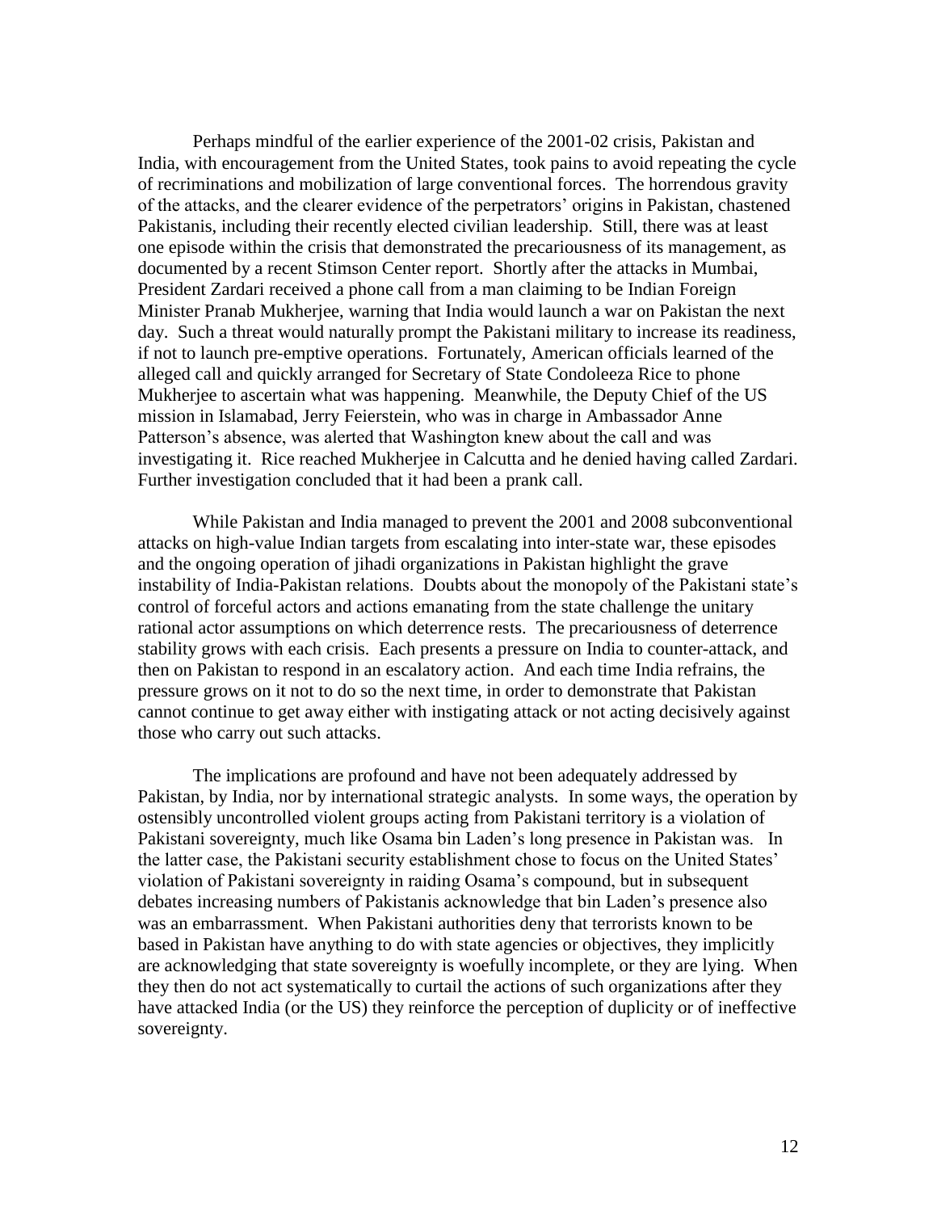Perhaps mindful of the earlier experience of the 2001-02 crisis, Pakistan and India, with encouragement from the United States, took pains to avoid repeating the cycle of recriminations and mobilization of large conventional forces. The horrendous gravity of the attacks, and the clearer evidence of the perpetrators' origins in Pakistan, chastened Pakistanis, including their recently elected civilian leadership. Still, there was at least one episode within the crisis that demonstrated the precariousness of its management, as documented by a recent Stimson Center report. Shortly after the attacks in Mumbai, President Zardari received a phone call from a man claiming to be Indian Foreign Minister Pranab Mukherjee, warning that India would launch a war on Pakistan the next day. Such a threat would naturally prompt the Pakistani military to increase its readiness, if not to launch pre-emptive operations. Fortunately, American officials learned of the alleged call and quickly arranged for Secretary of State Condoleeza Rice to phone Mukherjee to ascertain what was happening. Meanwhile, the Deputy Chief of the US mission in Islamabad, Jerry Feierstein, who was in charge in Ambassador Anne Patterson's absence, was alerted that Washington knew about the call and was investigating it. Rice reached Mukherjee in Calcutta and he denied having called Zardari. Further investigation concluded that it had been a prank call.

While Pakistan and India managed to prevent the 2001 and 2008 subconventional attacks on high-value Indian targets from escalating into inter-state war, these episodes and the ongoing operation of jihadi organizations in Pakistan highlight the grave instability of India-Pakistan relations. Doubts about the monopoly of the Pakistani state's control of forceful actors and actions emanating from the state challenge the unitary rational actor assumptions on which deterrence rests. The precariousness of deterrence stability grows with each crisis. Each presents a pressure on India to counter-attack, and then on Pakistan to respond in an escalatory action. And each time India refrains, the pressure grows on it not to do so the next time, in order to demonstrate that Pakistan cannot continue to get away either with instigating attack or not acting decisively against those who carry out such attacks.

The implications are profound and have not been adequately addressed by Pakistan, by India, nor by international strategic analysts. In some ways, the operation by ostensibly uncontrolled violent groups acting from Pakistani territory is a violation of Pakistani sovereignty, much like Osama bin Laden's long presence in Pakistan was. In the latter case, the Pakistani security establishment chose to focus on the United States' violation of Pakistani sovereignty in raiding Osama's compound, but in subsequent debates increasing numbers of Pakistanis acknowledge that bin Laden's presence also was an embarrassment. When Pakistani authorities deny that terrorists known to be based in Pakistan have anything to do with state agencies or objectives, they implicitly are acknowledging that state sovereignty is woefully incomplete, or they are lying. When they then do not act systematically to curtail the actions of such organizations after they have attacked India (or the US) they reinforce the perception of duplicity or of ineffective sovereignty.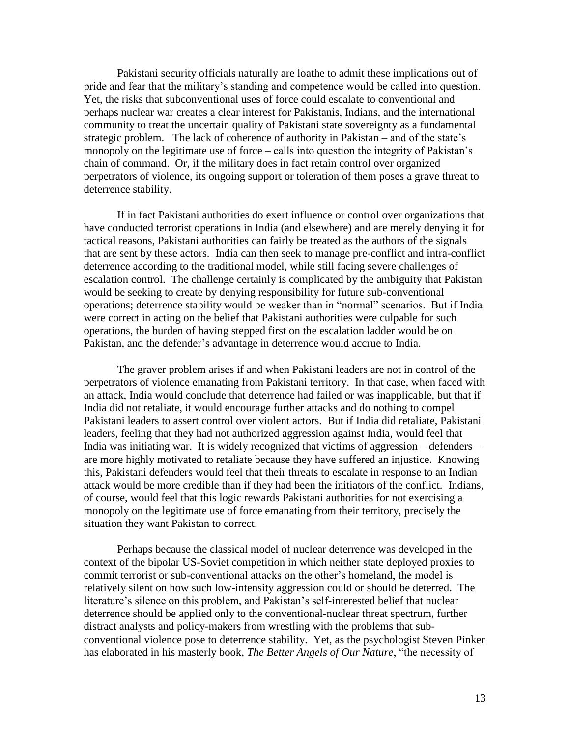Pakistani security officials naturally are loathe to admit these implications out of pride and fear that the military's standing and competence would be called into question. Yet, the risks that subconventional uses of force could escalate to conventional and perhaps nuclear war creates a clear interest for Pakistanis, Indians, and the international community to treat the uncertain quality of Pakistani state sovereignty as a fundamental strategic problem. The lack of coherence of authority in Pakistan – and of the state's monopoly on the legitimate use of force – calls into question the integrity of Pakistan's chain of command. Or, if the military does in fact retain control over organized perpetrators of violence, its ongoing support or toleration of them poses a grave threat to deterrence stability.

If in fact Pakistani authorities do exert influence or control over organizations that have conducted terrorist operations in India (and elsewhere) and are merely denying it for tactical reasons, Pakistani authorities can fairly be treated as the authors of the signals that are sent by these actors. India can then seek to manage pre-conflict and intra-conflict deterrence according to the traditional model, while still facing severe challenges of escalation control. The challenge certainly is complicated by the ambiguity that Pakistan would be seeking to create by denying responsibility for future sub-conventional operations; deterrence stability would be weaker than in "normal" scenarios. But if India were correct in acting on the belief that Pakistani authorities were culpable for such operations, the burden of having stepped first on the escalation ladder would be on Pakistan, and the defender's advantage in deterrence would accrue to India.

The graver problem arises if and when Pakistani leaders are not in control of the perpetrators of violence emanating from Pakistani territory. In that case, when faced with an attack, India would conclude that deterrence had failed or was inapplicable, but that if India did not retaliate, it would encourage further attacks and do nothing to compel Pakistani leaders to assert control over violent actors. But if India did retaliate, Pakistani leaders, feeling that they had not authorized aggression against India, would feel that India was initiating war. It is widely recognized that victims of aggression – defenders – are more highly motivated to retaliate because they have suffered an injustice. Knowing this, Pakistani defenders would feel that their threats to escalate in response to an Indian attack would be more credible than if they had been the initiators of the conflict. Indians, of course, would feel that this logic rewards Pakistani authorities for not exercising a monopoly on the legitimate use of force emanating from their territory, precisely the situation they want Pakistan to correct.

Perhaps because the classical model of nuclear deterrence was developed in the context of the bipolar US-Soviet competition in which neither state deployed proxies to commit terrorist or sub-conventional attacks on the other's homeland, the model is relatively silent on how such low-intensity aggression could or should be deterred. The literature's silence on this problem, and Pakistan's self-interested belief that nuclear deterrence should be applied only to the conventional-nuclear threat spectrum, further distract analysts and policy-makers from wrestling with the problems that sub-conventional violence pose to deterrence stability. Yet, as the psychologist Steven Pinker has elaborated in his masterly book, *The Better Angels of Our Nature*, "the necessity of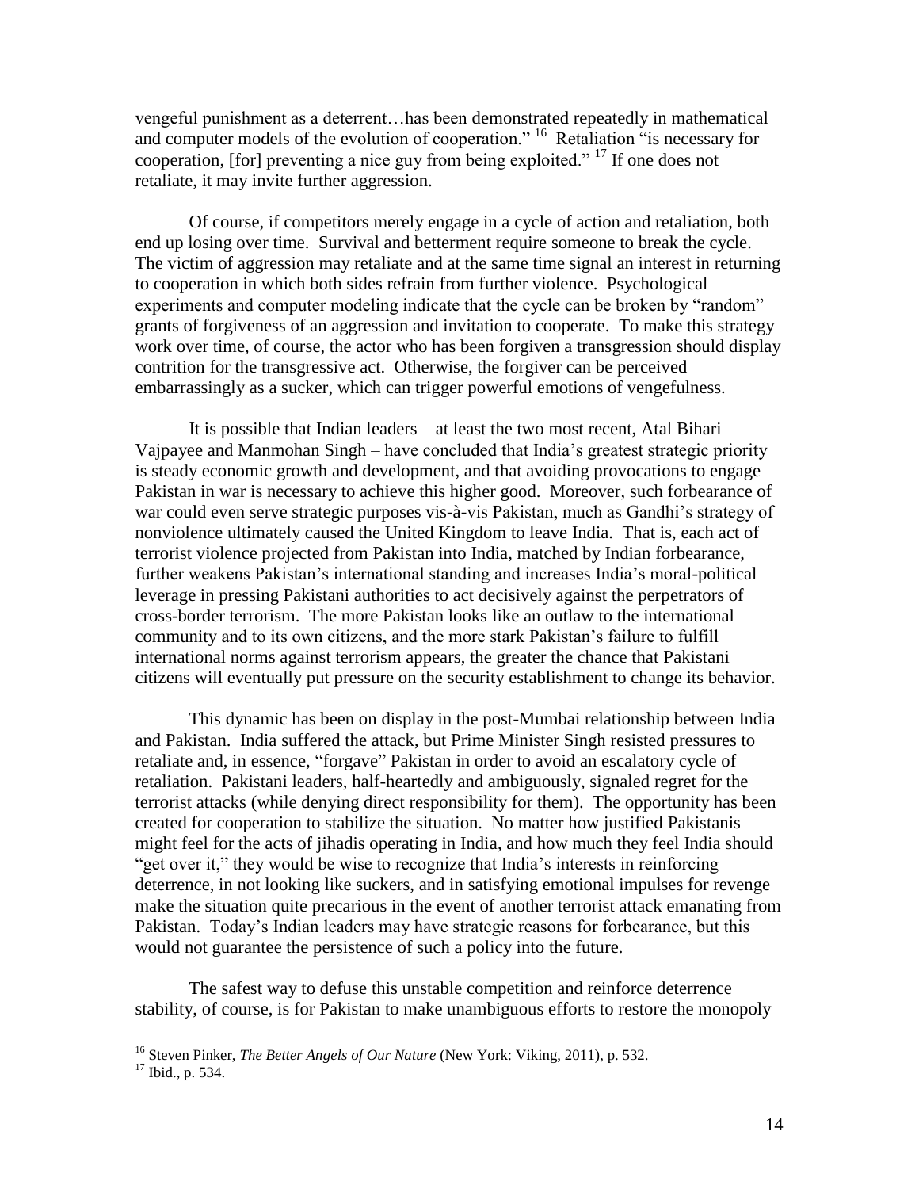vengeful punishment as a deterrent…has been demonstrated repeatedly in mathematical and computer models of the evolution of cooperation."[16] Retaliation "is necessary for cooperation, [for] preventing a nice guy from being exploited."[17] If one does not retaliate, it may invite further aggression.

Of course, if competitors merely engage in a cycle of action and retaliation, both end up losing over time. Survival and betterment require someone to break the cycle. The victim of aggression may retaliate and at the same time signal an interest in returning to cooperation in which both sides refrain from further violence. Psychological experiments and computer modeling indicate that the cycle can be broken by "random" grants of forgiveness of an aggression and invitation to cooperate. To make this strategy work over time, of course, the actor who has been forgiven a transgression should display contrition for the transgressive act. Otherwise, the forgiver can be perceived embarrassingly as a sucker, which can trigger powerful emotions of vengefulness.

It is possible that Indian leaders – at least the two most recent, Atal Bihari Vajpayee and Manmohan Singh – have concluded that India's greatest strategic priority is steady economic growth and development, and that avoiding provocations to engage Pakistan in war is necessary to achieve this higher good. Moreover, such forbearance of war could even serve strategic purposes vis-à-vis Pakistan, much as Gandhi's strategy of nonviolence ultimately caused the United Kingdom to leave India. That is, each act of terrorist violence projected from Pakistan into India, matched by Indian forbearance, further weakens Pakistan's international standing and increases India's moral-political leverage in pressing Pakistani authorities to act decisively against the perpetrators of cross-border terrorism. The more Pakistan looks like an outlaw to the international community and to its own citizens, and the more stark Pakistan's failure to fulfill international norms against terrorism appears, the greater the chance that Pakistani citizens will eventually put pressure on the security establishment to change its behavior.

This dynamic has been on display in the post-Mumbai relationship between India and Pakistan. India suffered the attack, but Prime Minister Singh resisted pressures to retaliate and, in essence, "forgave" Pakistan in order to avoid an escalatory cycle of retaliation. Pakistani leaders, half-heartedly and ambiguously, signaled regret for the terrorist attacks (while denying direct responsibility for them). The opportunity has been created for cooperation to stabilize the situation. No matter how justified Pakistanis might feel for the acts of jihadis operating in India, and how much they feel India should "get over it," they would be wise to recognize that India's interests in reinforcing deterrence, in not looking like suckers, and in satisfying emotional impulses for revenge make the situation quite precarious in the event of another terrorist attack emanating from Pakistan. Today's Indian leaders may have strategic reasons for forbearance, but this would not guarantee the persistence of such a policy into the future.

The safest way to defuse this unstable competition and reinforce deterrence stability, of course, is for Pakistan to make unambiguous efforts to restore the monopoly

---

[16] Steven Pinker, *The Better Angels of Our Nature* (New York: Viking, 2011), p. 532.

[17] Ibid., p. 534.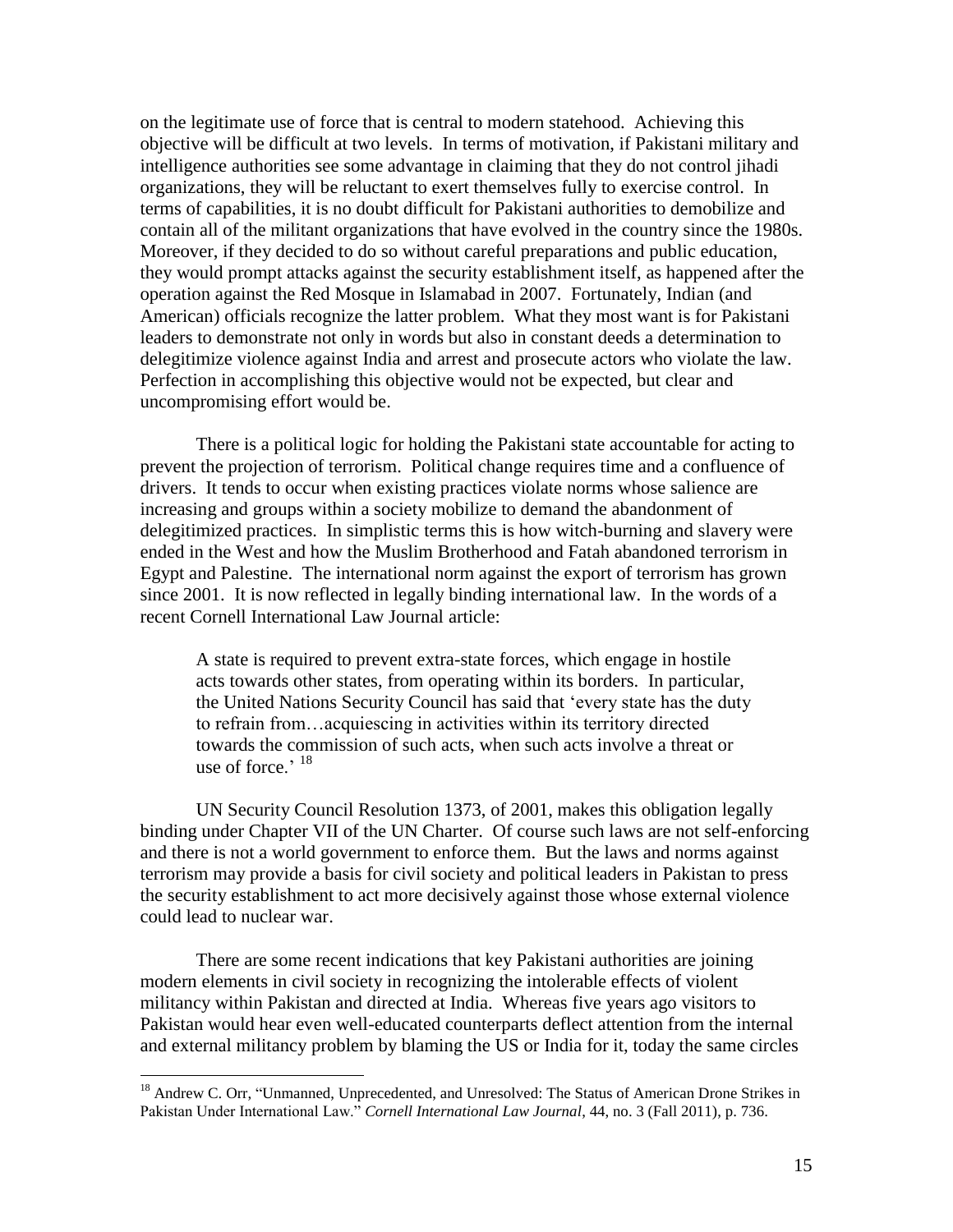on the legitimate use of force that is central to modern statehood. Achieving this objective will be difficult at two levels. In terms of motivation, if Pakistani military and intelligence authorities see some advantage in claiming that they do not control jihadi organizations, they will be reluctant to exert themselves fully to exercise control. In terms of capabilities, it is no doubt difficult for Pakistani authorities to demobilize and contain all of the militant organizations that have evolved in the country since the 1980s. Moreover, if they decided to do so without careful preparations and public education, they would prompt attacks against the security establishment itself, as happened after the operation against the Red Mosque in Islamabad in 2007. Fortunately, Indian (and American) officials recognize the latter problem. What they most want is for Pakistani leaders to demonstrate not only in words but also in constant deeds a determination to delegitimize violence against India and arrest and prosecute actors who violate the law. Perfection in accomplishing this objective would not be expected, but clear and uncompromising effort would be.

There is a political logic for holding the Pakistani state accountable for acting to prevent the projection of terrorism. Political change requires time and a confluence of drivers. It tends to occur when existing practices violate norms whose salience are increasing and groups within a society mobilize to demand the abandonment of delegitimized practices. In simplistic terms this is how witch-burning and slavery were ended in the West and how the Muslim Brotherhood and Fatah abandoned terrorism in Egypt and Palestine. The international norm against the export of terrorism has grown since 2001. It is now reflected in legally binding international law. In the words of a recent Cornell International Law Journal article:

> A state is required to prevent extra-state forces, which engage in hostile acts towards other states, from operating within its borders. In particular, the United Nations Security Council has said that 'every state has the duty to refrain from…acquiescing in activities within its territory directed towards the commission of such acts, when such acts involve a threat or use of force.' [18]

UN Security Council Resolution 1373, of 2001, makes this obligation legally binding under Chapter VII of the UN Charter. Of course such laws are not self-enforcing and there is not a world government to enforce them. But the laws and norms against terrorism may provide a basis for civil society and political leaders in Pakistan to press the security establishment to act more decisively against those whose external violence could lead to nuclear war.

There are some recent indications that key Pakistani authorities are joining modern elements in civil society in recognizing the intolerable effects of violent militancy within Pakistan and directed at India. Whereas five years ago visitors to Pakistan would hear even well-educated counterparts deflect attention from the internal and external militancy problem by blaming the US or India for it, today the same circles

---

[18] Andrew C. Orr, "Unmanned, Unprecedented, and Unresolved: The Status of American Drone Strikes in Pakistan Under International Law." *Cornell International Law Journal*, 44, no. 3 (Fall 2011), p. 736.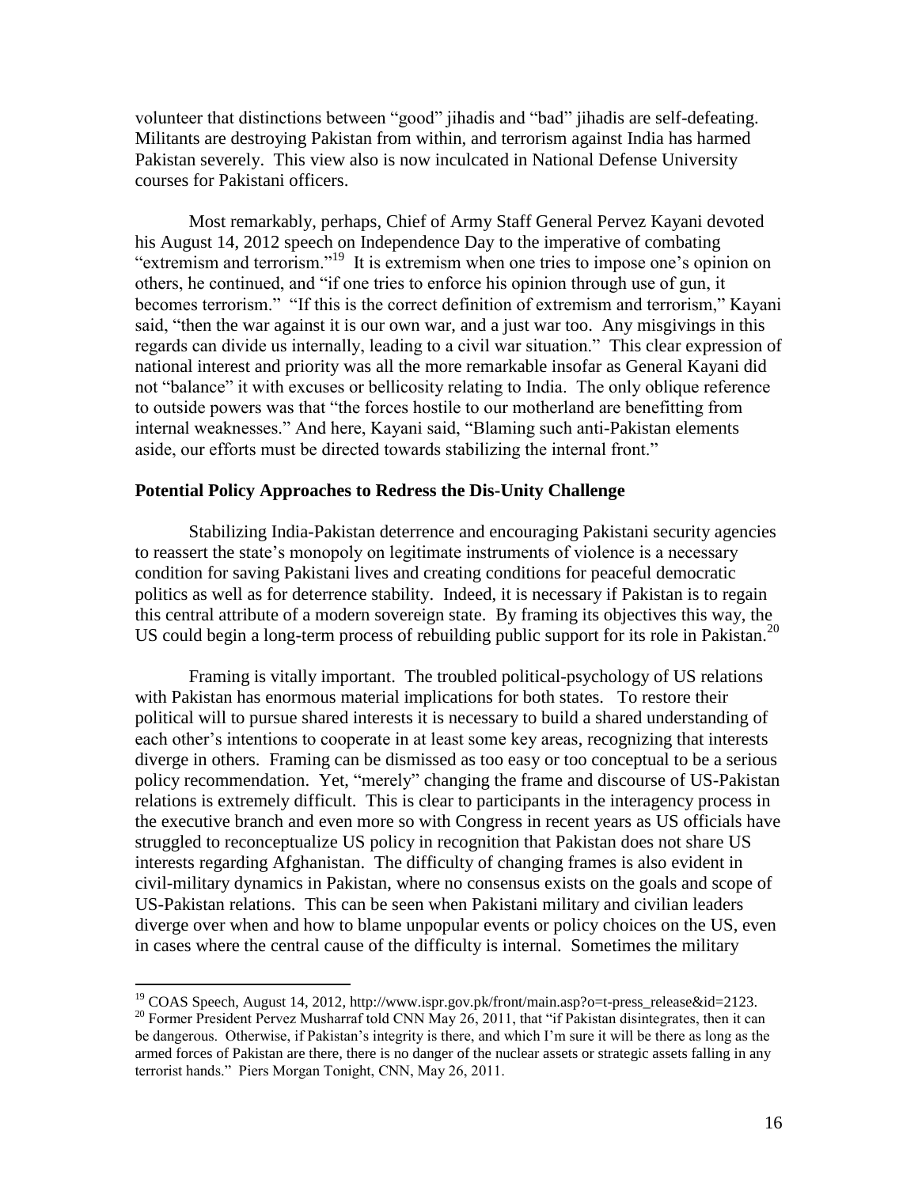volunteer that distinctions between "good" jihadis and "bad" jihadis are self-defeating. Militants are destroying Pakistan from within, and terrorism against India has harmed Pakistan severely. This view also is now inculcated in National Defense University courses for Pakistani officers.

Most remarkably, perhaps, Chief of Army Staff General Pervez Kayani devoted his August 14, 2012 speech on Independence Day to the imperative of combating "extremism and terrorism."[19] It is extremism when one tries to impose one's opinion on others, he continued, and "if one tries to enforce his opinion through use of gun, it becomes terrorism." "If this is the correct definition of extremism and terrorism," Kayani said, "then the war against it is our own war, and a just war too. Any misgivings in this regards can divide us internally, leading to a civil war situation." This clear expression of national interest and priority was all the more remarkable insofar as General Kayani did not "balance" it with excuses or bellicosity relating to India. The only oblique reference to outside powers was that "the forces hostile to our motherland are benefitting from internal weaknesses." And here, Kayani said, "Blaming such anti-Pakistan elements aside, our efforts must be directed towards stabilizing the internal front."

**Potential Policy Approaches to Redress the Dis-Unity Challenge**

Stabilizing India-Pakistan deterrence and encouraging Pakistani security agencies to reassert the state's monopoly on legitimate instruments of violence is a necessary condition for saving Pakistani lives and creating conditions for peaceful democratic politics as well as for deterrence stability. Indeed, it is necessary if Pakistan is to regain this central attribute of a modern sovereign state. By framing its objectives this way, the US could begin a long-term process of rebuilding public support for its role in Pakistan.[20]

Framing is vitally important. The troubled political-psychology of US relations with Pakistan has enormous material implications for both states. To restore their political will to pursue shared interests it is necessary to build a shared understanding of each other's intentions to cooperate in at least some key areas, recognizing that interests diverge in others. Framing can be dismissed as too easy or too conceptual to be a serious policy recommendation. Yet, "merely" changing the frame and discourse of US-Pakistan relations is extremely difficult. This is clear to participants in the interagency process in the executive branch and even more so with Congress in recent years as US officials have struggled to reconceptualize US policy in recognition that Pakistan does not share US interests regarding Afghanistan. The difficulty of changing frames is also evident in civil-military dynamics in Pakistan, where no consensus exists on the goals and scope of US-Pakistan relations. This can be seen when Pakistani military and civilian leaders diverge over when and how to blame unpopular events or policy choices on the US, even in cases where the central cause of the difficulty is internal. Sometimes the military

---

[19] COAS Speech, August 14, 2012, http://www.ispr.gov.pk/front/main.asp?o=t-press_release&id=2123.

[20] Former President Pervez Musharraf told CNN May 26, 2011, that "if Pakistan disintegrates, then it can be dangerous. Otherwise, if Pakistan's integrity is there, and which I'm sure it will be there as long as the armed forces of Pakistan are there, there is no danger of the nuclear assets or strategic assets falling in any terrorist hands." Piers Morgan Tonight, CNN, May 26, 2011.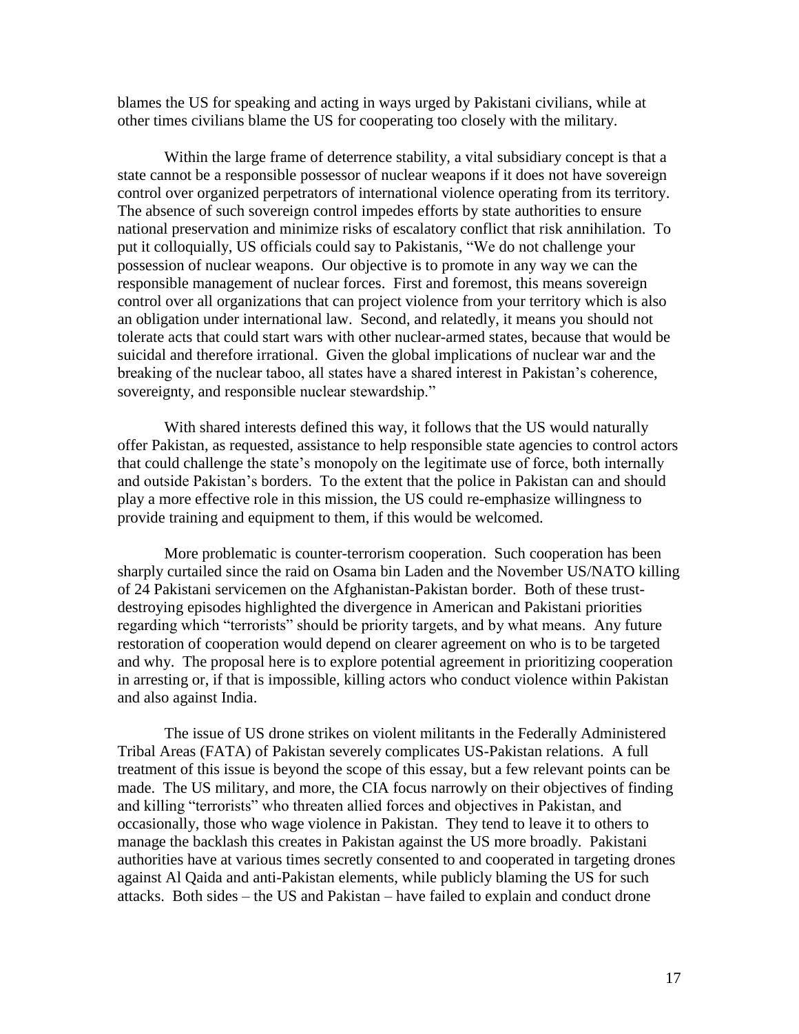blames the US for speaking and acting in ways urged by Pakistani civilians, while at other times civilians blame the US for cooperating too closely with the military.

Within the large frame of deterrence stability, a vital subsidiary concept is that a state cannot be a responsible possessor of nuclear weapons if it does not have sovereign control over organized perpetrators of international violence operating from its territory. The absence of such sovereign control impedes efforts by state authorities to ensure national preservation and minimize risks of escalatory conflict that risk annihilation. To put it colloquially, US officials could say to Pakistanis, "We do not challenge your possession of nuclear weapons. Our objective is to promote in any way we can the responsible management of nuclear forces. First and foremost, this means sovereign control over all organizations that can project violence from your territory which is also an obligation under international law. Second, and relatedly, it means you should not tolerate acts that could start wars with other nuclear-armed states, because that would be suicidal and therefore irrational. Given the global implications of nuclear war and the breaking of the nuclear taboo, all states have a shared interest in Pakistan's coherence, sovereignty, and responsible nuclear stewardship."

With shared interests defined this way, it follows that the US would naturally offer Pakistan, as requested, assistance to help responsible state agencies to control actors that could challenge the state's monopoly on the legitimate use of force, both internally and outside Pakistan's borders. To the extent that the police in Pakistan can and should play a more effective role in this mission, the US could re-emphasize willingness to provide training and equipment to them, if this would be welcomed.

More problematic is counter-terrorism cooperation. Such cooperation has been sharply curtailed since the raid on Osama bin Laden and the November US/NATO killing of 24 Pakistani servicemen on the Afghanistan-Pakistan border. Both of these trust-destroying episodes highlighted the divergence in American and Pakistani priorities regarding which "terrorists" should be priority targets, and by what means. Any future restoration of cooperation would depend on clearer agreement on who is to be targeted and why. The proposal here is to explore potential agreement in prioritizing cooperation in arresting or, if that is impossible, killing actors who conduct violence within Pakistan and also against India.

The issue of US drone strikes on violent militants in the Federally Administered Tribal Areas (FATA) of Pakistan severely complicates US-Pakistan relations. A full treatment of this issue is beyond the scope of this essay, but a few relevant points can be made. The US military, and more, the CIA focus narrowly on their objectives of finding and killing "terrorists" who threaten allied forces and objectives in Pakistan, and occasionally, those who wage violence in Pakistan. They tend to leave it to others to manage the backlash this creates in Pakistan against the US more broadly. Pakistani authorities have at various times secretly consented to and cooperated in targeting drones against Al Qaida and anti-Pakistan elements, while publicly blaming the US for such attacks. Both sides – the US and Pakistan – have failed to explain and conduct drone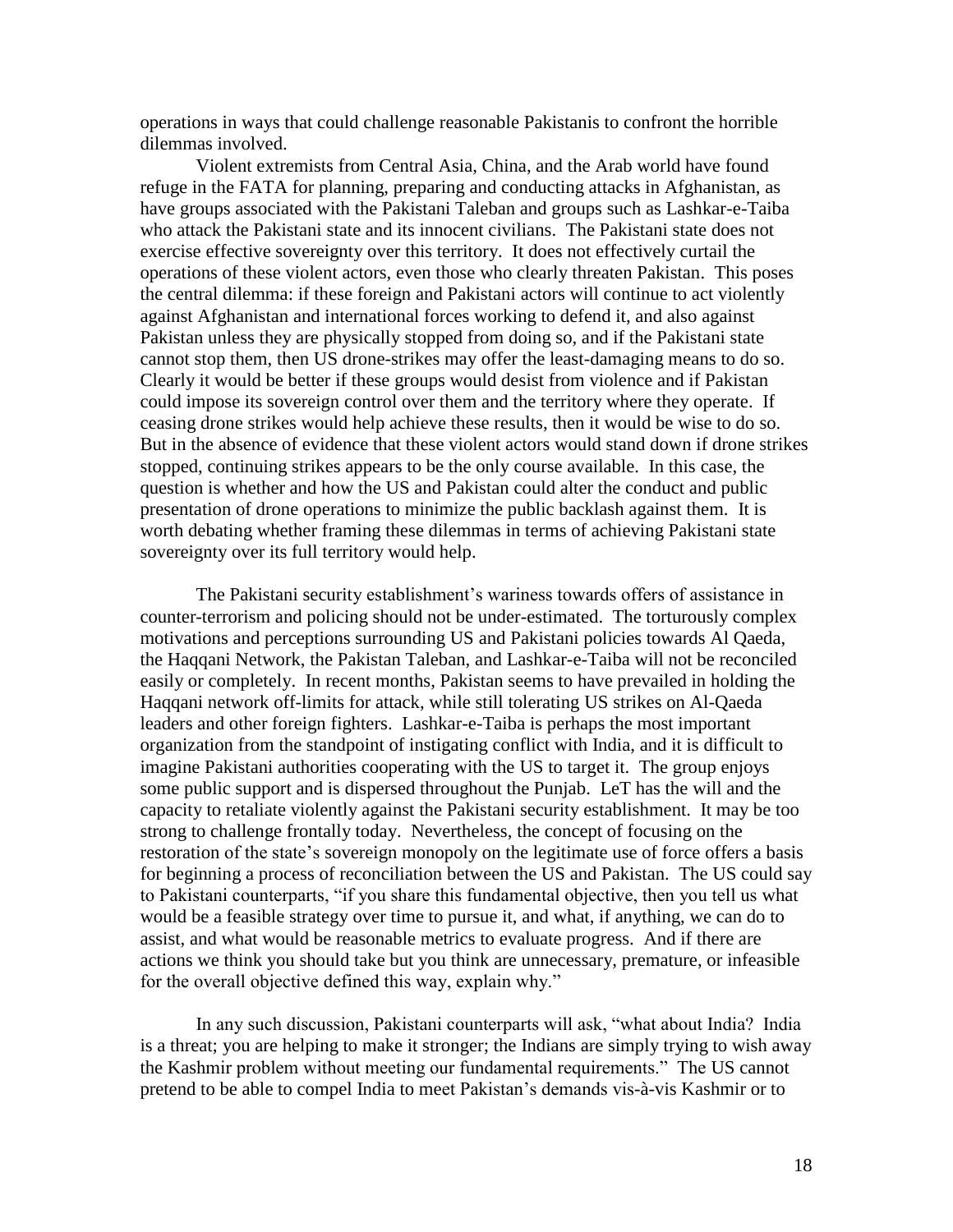operations in ways that could challenge reasonable Pakistanis to confront the horrible dilemmas involved.

Violent extremists from Central Asia, China, and the Arab world have found refuge in the FATA for planning, preparing and conducting attacks in Afghanistan, as have groups associated with the Pakistani Taleban and groups such as Lashkar-e-Taiba who attack the Pakistani state and its innocent civilians. The Pakistani state does not exercise effective sovereignty over this territory. It does not effectively curtail the operations of these violent actors, even those who clearly threaten Pakistan. This poses the central dilemma: if these foreign and Pakistani actors will continue to act violently against Afghanistan and international forces working to defend it, and also against Pakistan unless they are physically stopped from doing so, and if the Pakistani state cannot stop them, then US drone-strikes may offer the least-damaging means to do so. Clearly it would be better if these groups would desist from violence and if Pakistan could impose its sovereign control over them and the territory where they operate. If ceasing drone strikes would help achieve these results, then it would be wise to do so. But in the absence of evidence that these violent actors would stand down if drone strikes stopped, continuing strikes appears to be the only course available. In this case, the question is whether and how the US and Pakistan could alter the conduct and public presentation of drone operations to minimize the public backlash against them. It is worth debating whether framing these dilemmas in terms of achieving Pakistani state sovereignty over its full territory would help.

The Pakistani security establishment's wariness towards offers of assistance in counter-terrorism and policing should not be under-estimated. The torturously complex motivations and perceptions surrounding US and Pakistani policies towards Al Qaeda, the Haqqani Network, the Pakistan Taleban, and Lashkar-e-Taiba will not be reconciled easily or completely. In recent months, Pakistan seems to have prevailed in holding the Haqqani network off-limits for attack, while still tolerating US strikes on Al-Qaeda leaders and other foreign fighters. Lashkar-e-Taiba is perhaps the most important organization from the standpoint of instigating conflict with India, and it is difficult to imagine Pakistani authorities cooperating with the US to target it. The group enjoys some public support and is dispersed throughout the Punjab. LeT has the will and the capacity to retaliate violently against the Pakistani security establishment. It may be too strong to challenge frontally today. Nevertheless, the concept of focusing on the restoration of the state's sovereign monopoly on the legitimate use of force offers a basis for beginning a process of reconciliation between the US and Pakistan. The US could say to Pakistani counterparts, "if you share this fundamental objective, then you tell us what would be a feasible strategy over time to pursue it, and what, if anything, we can do to assist, and what would be reasonable metrics to evaluate progress. And if there are actions we think you should take but you think are unnecessary, premature, or infeasible for the overall objective defined this way, explain why."

In any such discussion, Pakistani counterparts will ask, "what about India? India is a threat; you are helping to make it stronger; the Indians are simply trying to wish away the Kashmir problem without meeting our fundamental requirements." The US cannot pretend to be able to compel India to meet Pakistan's demands vis-à-vis Kashmir or to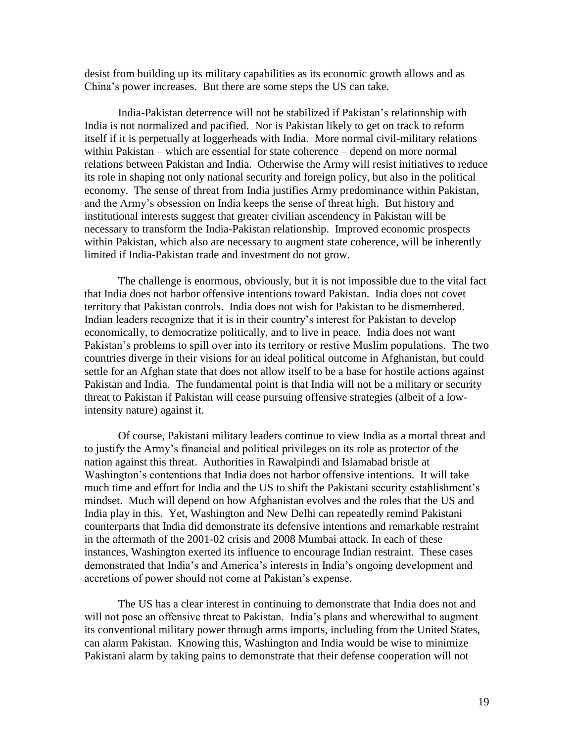desist from building up its military capabilities as its economic growth allows and as China's power increases. But there are some steps the US can take.

India-Pakistan deterrence will not be stabilized if Pakistan's relationship with India is not normalized and pacified. Nor is Pakistan likely to get on track to reform itself if it is perpetually at loggerheads with India. More normal civil-military relations within Pakistan – which are essential for state coherence – depend on more normal relations between Pakistan and India. Otherwise the Army will resist initiatives to reduce its role in shaping not only national security and foreign policy, but also in the political economy. The sense of threat from India justifies Army predominance within Pakistan, and the Army's obsession on India keeps the sense of threat high. But history and institutional interests suggest that greater civilian ascendency in Pakistan will be necessary to transform the India-Pakistan relationship. Improved economic prospects within Pakistan, which also are necessary to augment state coherence, will be inherently limited if India-Pakistan trade and investment do not grow.

The challenge is enormous, obviously, but it is not impossible due to the vital fact that India does not harbor offensive intentions toward Pakistan. India does not covet territory that Pakistan controls. India does not wish for Pakistan to be dismembered. Indian leaders recognize that it is in their country's interest for Pakistan to develop economically, to democratize politically, and to live in peace. India does not want Pakistan's problems to spill over into its territory or restive Muslim populations. The two countries diverge in their visions for an ideal political outcome in Afghanistan, but could settle for an Afghan state that does not allow itself to be a base for hostile actions against Pakistan and India. The fundamental point is that India will not be a military or security threat to Pakistan if Pakistan will cease pursuing offensive strategies (albeit of a low-intensity nature) against it.

Of course, Pakistani military leaders continue to view India as a mortal threat and to justify the Army's financial and political privileges on its role as protector of the nation against this threat. Authorities in Rawalpindi and Islamabad bristle at Washington's contentions that India does not harbor offensive intentions. It will take much time and effort for India and the US to shift the Pakistani security establishment's mindset. Much will depend on how Afghanistan evolves and the roles that the US and India play in this. Yet, Washington and New Delhi can repeatedly remind Pakistani counterparts that India did demonstrate its defensive intentions and remarkable restraint in the aftermath of the 2001-02 crisis and 2008 Mumbai attack. In each of these instances, Washington exerted its influence to encourage Indian restraint. These cases demonstrated that India's and America's interests in India's ongoing development and accretions of power should not come at Pakistan's expense.

The US has a clear interest in continuing to demonstrate that India does not and will not pose an offensive threat to Pakistan. India's plans and wherewithal to augment its conventional military power through arms imports, including from the United States, can alarm Pakistan. Knowing this, Washington and India would be wise to minimize Pakistani alarm by taking pains to demonstrate that their defense cooperation will not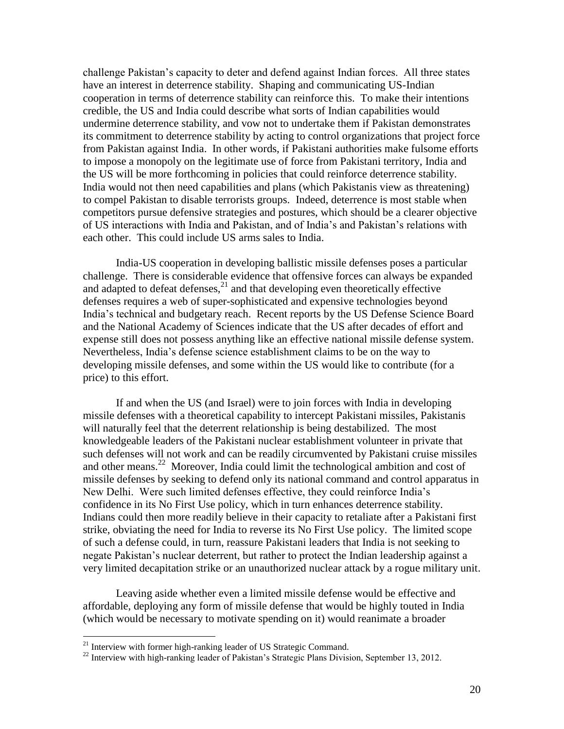challenge Pakistan's capacity to deter and defend against Indian forces. All three states have an interest in deterrence stability. Shaping and communicating US-Indian cooperation in terms of deterrence stability can reinforce this. To make their intentions credible, the US and India could describe what sorts of Indian capabilities would undermine deterrence stability, and vow not to undertake them if Pakistan demonstrates its commitment to deterrence stability by acting to control organizations that project force from Pakistan against India. In other words, if Pakistani authorities make fulsome efforts to impose a monopoly on the legitimate use of force from Pakistani territory, India and the US will be more forthcoming in policies that could reinforce deterrence stability. India would not then need capabilities and plans (which Pakistanis view as threatening) to compel Pakistan to disable terrorists groups. Indeed, deterrence is most stable when competitors pursue defensive strategies and postures, which should be a clearer objective of US interactions with India and Pakistan, and of India's and Pakistan's relations with each other. This could include US arms sales to India.

India-US cooperation in developing ballistic missile defenses poses a particular challenge. There is considerable evidence that offensive forces can always be expanded and adapted to defeat defenses,[21] and that developing even theoretically effective defenses requires a web of super-sophisticated and expensive technologies beyond India's technical and budgetary reach. Recent reports by the US Defense Science Board and the National Academy of Sciences indicate that the US after decades of effort and expense still does not possess anything like an effective national missile defense system. Nevertheless, India's defense science establishment claims to be on the way to developing missile defenses, and some within the US would like to contribute (for a price) to this effort.

If and when the US (and Israel) were to join forces with India in developing missile defenses with a theoretical capability to intercept Pakistani missiles, Pakistanis will naturally feel that the deterrent relationship is being destabilized. The most knowledgeable leaders of the Pakistani nuclear establishment volunteer in private that such defenses will not work and can be readily circumvented by Pakistani cruise missiles and other means.[22] Moreover, India could limit the technological ambition and cost of missile defenses by seeking to defend only its national command and control apparatus in New Delhi. Were such limited defenses effective, they could reinforce India's confidence in its No First Use policy, which in turn enhances deterrence stability. Indians could then more readily believe in their capacity to retaliate after a Pakistani first strike, obviating the need for India to reverse its No First Use policy. The limited scope of such a defense could, in turn, reassure Pakistani leaders that India is not seeking to negate Pakistan's nuclear deterrent, but rather to protect the Indian leadership against a very limited decapitation strike or an unauthorized nuclear attack by a rogue military unit.

Leaving aside whether even a limited missile defense would be effective and affordable, deploying any form of missile defense that would be highly touted in India (which would be necessary to motivate spending on it) would reanimate a broader

---

[21] Interview with former high-ranking leader of US Strategic Command.

[22] Interview with high-ranking leader of Pakistan's Strategic Plans Division, September 13, 2012.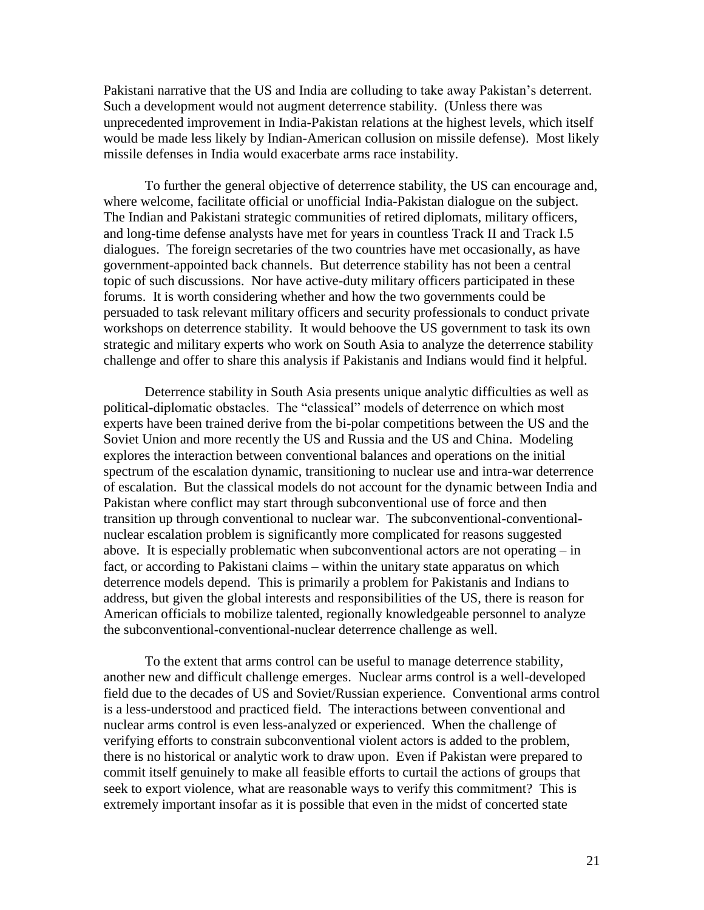Pakistani narrative that the US and India are colluding to take away Pakistan's deterrent. Such a development would not augment deterrence stability. (Unless there was unprecedented improvement in India-Pakistan relations at the highest levels, which itself would be made less likely by Indian-American collusion on missile defense). Most likely missile defenses in India would exacerbate arms race instability.

To further the general objective of deterrence stability, the US can encourage and, where welcome, facilitate official or unofficial India-Pakistan dialogue on the subject. The Indian and Pakistani strategic communities of retired diplomats, military officers, and long-time defense analysts have met for years in countless Track II and Track I.5 dialogues. The foreign secretaries of the two countries have met occasionally, as have government-appointed back channels. But deterrence stability has not been a central topic of such discussions. Nor have active-duty military officers participated in these forums. It is worth considering whether and how the two governments could be persuaded to task relevant military officers and security professionals to conduct private workshops on deterrence stability. It would behoove the US government to task its own strategic and military experts who work on South Asia to analyze the deterrence stability challenge and offer to share this analysis if Pakistanis and Indians would find it helpful.

Deterrence stability in South Asia presents unique analytic difficulties as well as political-diplomatic obstacles. The "classical" models of deterrence on which most experts have been trained derive from the bi-polar competitions between the US and the Soviet Union and more recently the US and Russia and the US and China. Modeling explores the interaction between conventional balances and operations on the initial spectrum of the escalation dynamic, transitioning to nuclear use and intra-war deterrence of escalation. But the classical models do not account for the dynamic between India and Pakistan where conflict may start through subconventional use of force and then transition up through conventional to nuclear war. The subconventional-conventional-nuclear escalation problem is significantly more complicated for reasons suggested above. It is especially problematic when subconventional actors are not operating – in fact, or according to Pakistani claims – within the unitary state apparatus on which deterrence models depend. This is primarily a problem for Pakistanis and Indians to address, but given the global interests and responsibilities of the US, there is reason for American officials to mobilize talented, regionally knowledgeable personnel to analyze the subconventional-conventional-nuclear deterrence challenge as well.

To the extent that arms control can be useful to manage deterrence stability, another new and difficult challenge emerges. Nuclear arms control is a well-developed field due to the decades of US and Soviet/Russian experience. Conventional arms control is a less-understood and practiced field. The interactions between conventional and nuclear arms control is even less-analyzed or experienced. When the challenge of verifying efforts to constrain subconventional violent actors is added to the problem, there is no historical or analytic work to draw upon. Even if Pakistan were prepared to commit itself genuinely to make all feasible efforts to curtail the actions of groups that seek to export violence, what are reasonable ways to verify this commitment? This is extremely important insofar as it is possible that even in the midst of concerted state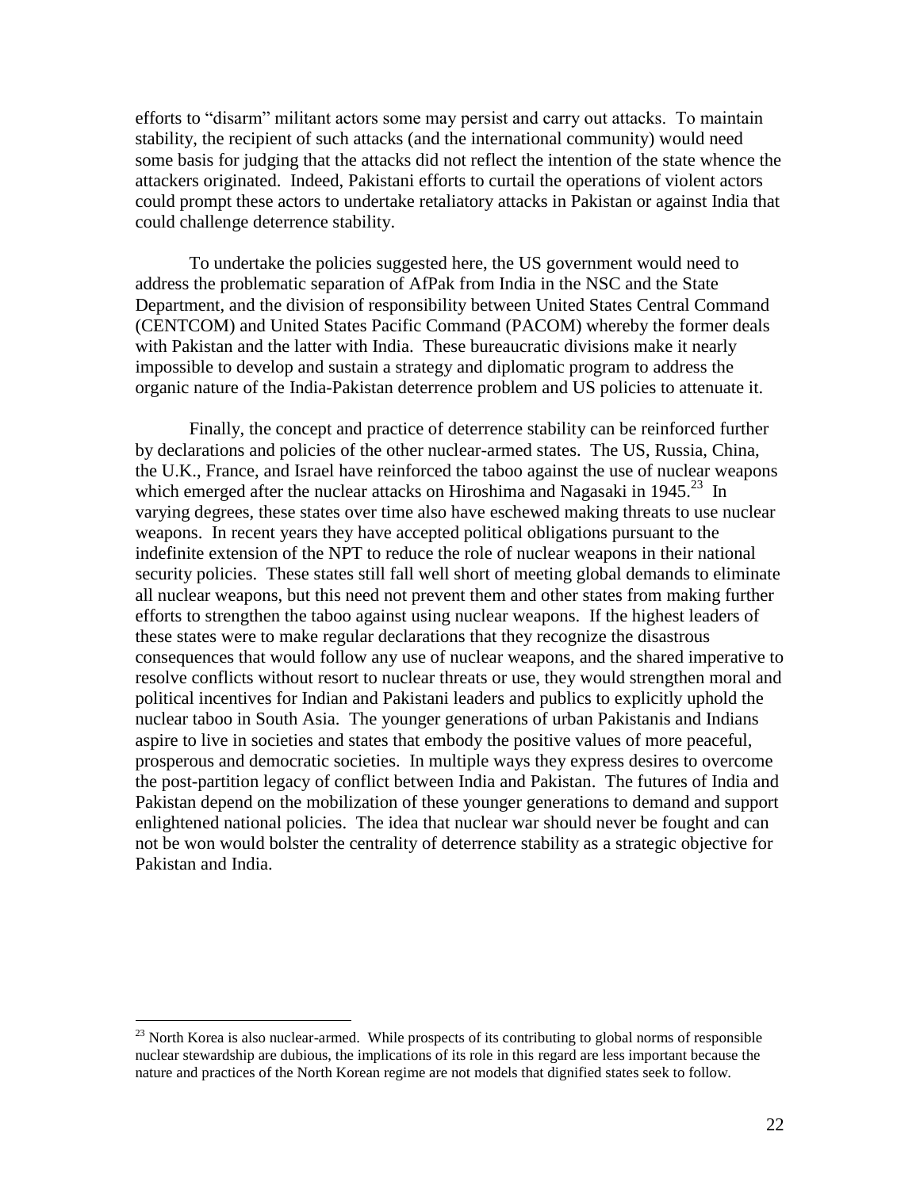efforts to "disarm" militant actors some may persist and carry out attacks. To maintain stability, the recipient of such attacks (and the international community) would need some basis for judging that the attacks did not reflect the intention of the state whence the attackers originated. Indeed, Pakistani efforts to curtail the operations of violent actors could prompt these actors to undertake retaliatory attacks in Pakistan or against India that could challenge deterrence stability.

To undertake the policies suggested here, the US government would need to address the problematic separation of AfPak from India in the NSC and the State Department, and the division of responsibility between United States Central Command (CENTCOM) and United States Pacific Command (PACOM) whereby the former deals with Pakistan and the latter with India. These bureaucratic divisions make it nearly impossible to develop and sustain a strategy and diplomatic program to address the organic nature of the India-Pakistan deterrence problem and US policies to attenuate it.

Finally, the concept and practice of deterrence stability can be reinforced further by declarations and policies of the other nuclear-armed states. The US, Russia, China, the U.K., France, and Israel have reinforced the taboo against the use of nuclear weapons which emerged after the nuclear attacks on Hiroshima and Nagasaki in 1945.[23] In varying degrees, these states over time also have eschewed making threats to use nuclear weapons. In recent years they have accepted political obligations pursuant to the indefinite extension of the NPT to reduce the role of nuclear weapons in their national security policies. These states still fall well short of meeting global demands to eliminate all nuclear weapons, but this need not prevent them and other states from making further efforts to strengthen the taboo against using nuclear weapons. If the highest leaders of these states were to make regular declarations that they recognize the disastrous consequences that would follow any use of nuclear weapons, and the shared imperative to resolve conflicts without resort to nuclear threats or use, they would strengthen moral and political incentives for Indian and Pakistani leaders and publics to explicitly uphold the nuclear taboo in South Asia. The younger generations of urban Pakistanis and Indians aspire to live in societies and states that embody the positive values of more peaceful, prosperous and democratic societies. In multiple ways they express desires to overcome the post-partition legacy of conflict between India and Pakistan. The futures of India and Pakistan depend on the mobilization of these younger generations to demand and support enlightened national policies. The idea that nuclear war should never be fought and can not be won would bolster the centrality of deterrence stability as a strategic objective for Pakistan and India.

[23] North Korea is also nuclear-armed. While prospects of its contributing to global norms of responsible nuclear stewardship are dubious, the implications of its role in this regard are less important because the nature and practices of the North Korean regime are not models that dignified states seek to follow.